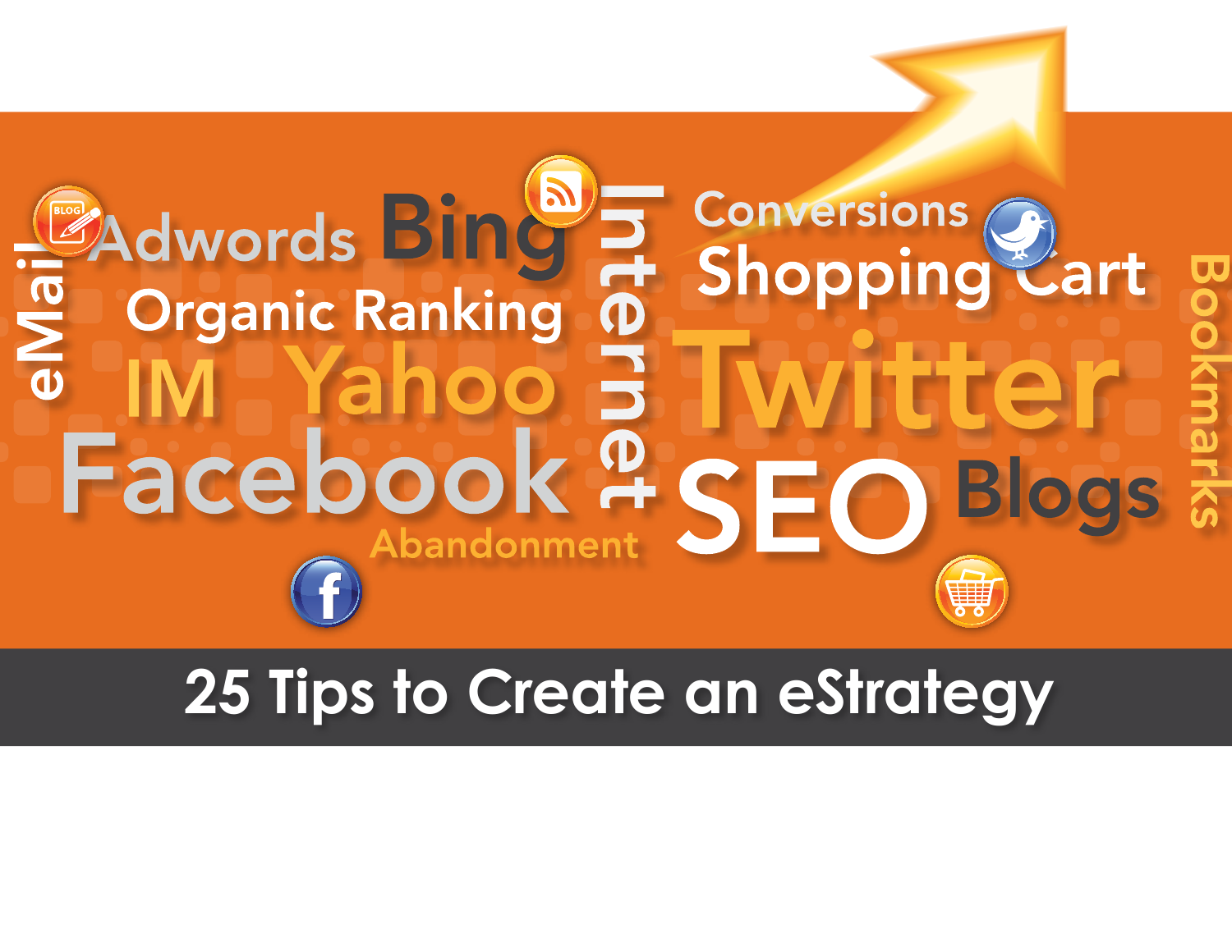eMail

Adwords Bing

Organic Ranking

IM Yahoo

Facebook

Abandonment

Internet

Conversions

Shopping Cart

Twitter

SEO Blogs

Bookmarks

# 25 Tips to Create an eStrategy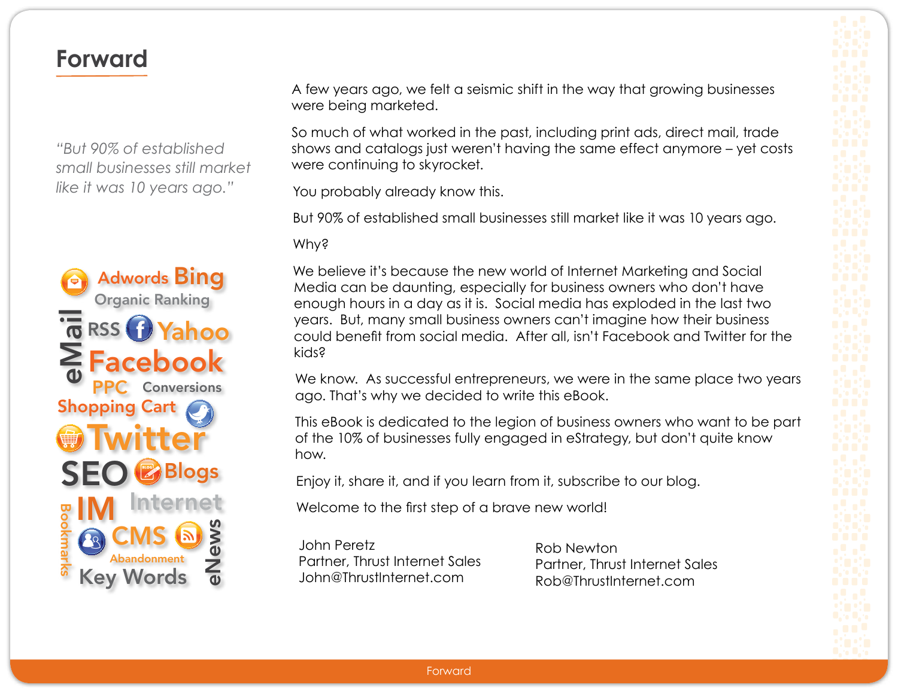# Forward

*"But 90% of established small businesses still market like it was 10 years ago."*

A few years ago, we felt a seismic shift in the way that growing businesses were being marketed.

So much of what worked in the past, including print ads, direct mail, trade shows and catalogs just weren't having the same effect anymore – yet costs were continuing to skyrocket.

You probably already know this.

But 90% of established small businesses still market like it was 10 years ago.

Why?

We believe it's because the new world of Internet Marketing and Social Media can be daunting, especially for business owners who don't have enough hours in a day as it is. Social media has exploded in the last two years. But, many small business owners can't imagine how their business could benefit from social media. After all, isn't Facebook and Twitter for the kids?

We know. As successful entrepreneurs, we were in the same place two years ago. That's why we decided to write this eBook.

This eBook is dedicated to the legion of business owners who want to be part of the 10% of businesses fully engaged in eStrategy, but don't quite know how.

Enjoy it, share it, and if you learn from it, subscribe to our blog.

Welcome to the first step of a brave new world!

John Peretz
Partner, Thrust Internet Sales
John@ThrustInternet.com

Rob Newton
Partner, Thrust Internet Sales
Rob@ThrustInternet.com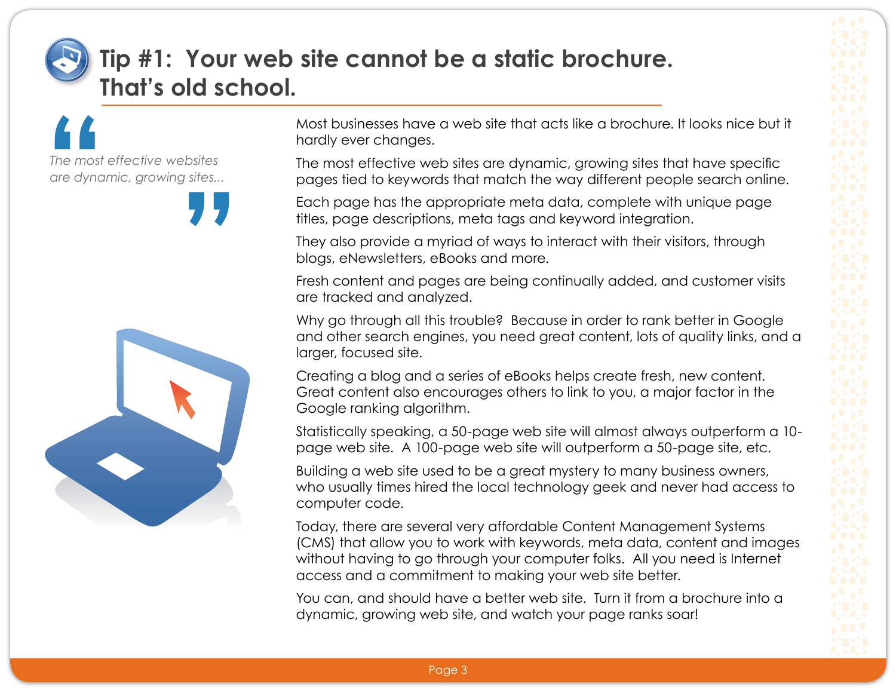# Tip #1: Your web site cannot be a static brochure. That's old school.

> *The most effective websites are dynamic, growing sites...*

Most businesses have a web site that acts like a brochure. It looks nice but it hardly ever changes.

The most effective web sites are dynamic, growing sites that have specific pages tied to keywords that match the way different people search online.

Each page has the appropriate meta data, complete with unique page titles, page descriptions, meta tags and keyword integration.

They also provide a myriad of ways to interact with their visitors, through blogs, eNewsletters, eBooks and more.

Fresh content and pages are being continually added, and customer visits are tracked and analyzed.

Why go through all this trouble? Because in order to rank better in Google and other search engines, you need great content, lots of quality links, and a larger, focused site.

Creating a blog and a series of eBooks helps create fresh, new content. Great content also encourages others to link to you, a major factor in the Google ranking algorithm.

Statistically speaking, a 50-page web site will almost always outperform a 10-page web site. A 100-page web site will outperform a 50-page site, etc.

Building a web site used to be a great mystery to many business owners, who usually times hired the local technology geek and never had access to computer code.

Today, there are several very affordable Content Management Systems (CMS) that allow you to work with keywords, meta data, content and images without having to go through your computer folks. All you need is Internet access and a commitment to making your web site better.

You can, and should have a better web site. Turn it from a brochure into a dynamic, growing web site, and watch your page ranks soar!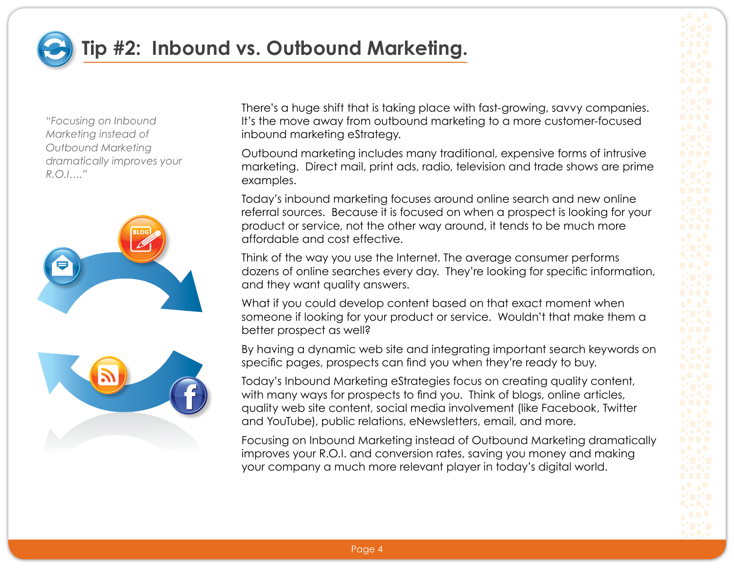# Tip #2: Inbound vs. Outbound Marketing.

*"Focusing on Inbound Marketing instead of Outbound Marketing dramatically improves your R.O.I…."*

There's a huge shift that is taking place with fast-growing, savvy companies. It's the move away from outbound marketing to a more customer-focused inbound marketing eStrategy.

Outbound marketing includes many traditional, expensive forms of intrusive marketing. Direct mail, print ads, radio, television and trade shows are prime examples.

Today's inbound marketing focuses around online search and new online referral sources. Because it is focused on when a prospect is looking for your product or service, not the other way around, it tends to be much more affordable and cost effective.

Think of the way you use the Internet. The average consumer performs dozens of online searches every day. They're looking for specific information, and they want quality answers.

What if you could develop content based on that exact moment when someone if looking for your product or service. Wouldn't that make them a better prospect as well?

By having a dynamic web site and integrating important search keywords on specific pages, prospects can find you when they're ready to buy.

Today's Inbound Marketing eStrategies focus on creating quality content, with many ways for prospects to find you. Think of blogs, online articles, quality web site content, social media involvement (like Facebook, Twitter and YouTube), public relations, eNewsletters, email, and more.

Focusing on Inbound Marketing instead of Outbound Marketing dramatically improves your R.O.I. and conversion rates, saving you money and making your company a much more relevant player in today's digital world.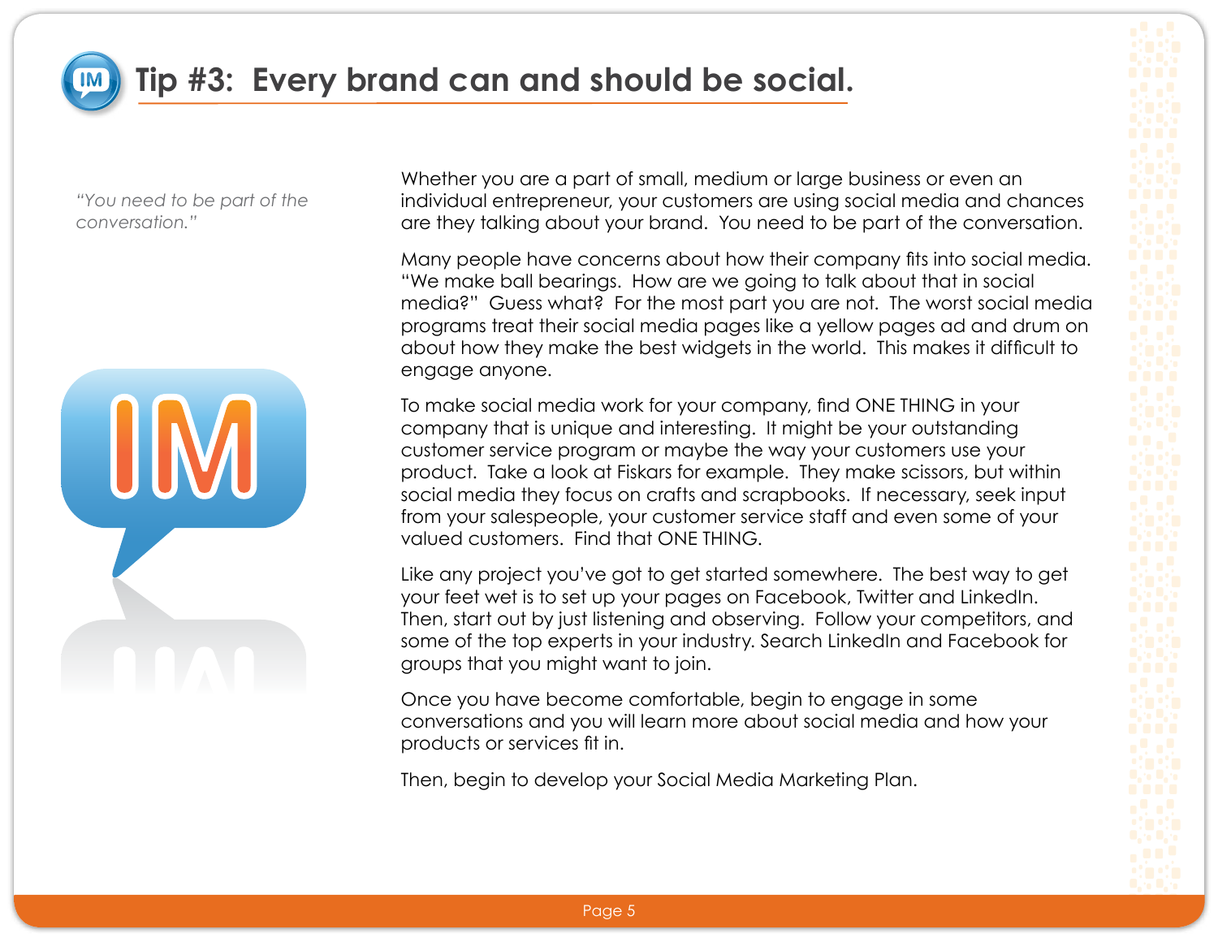# Tip #3: Every brand can and should be social.

*"You need to be part of the conversation."*

Whether you are a part of small, medium or large business or even an individual entrepreneur, your customers are using social media and chances are they talking about your brand. You need to be part of the conversation.

Many people have concerns about how their company fits into social media. "We make ball bearings. How are we going to talk about that in social media?" Guess what? For the most part you are not. The worst social media programs treat their social media pages like a yellow pages ad and drum on about how they make the best widgets in the world. This makes it difficult to engage anyone.

To make social media work for your company, find ONE THING in your company that is unique and interesting. It might be your outstanding customer service program or maybe the way your customers use your product. Take a look at Fiskars for example. They make scissors, but within social media they focus on crafts and scrapbooks. If necessary, seek input from your salespeople, your customer service staff and even some of your valued customers. Find that ONE THING.

Like any project you've got to get started somewhere. The best way to get your feet wet is to set up your pages on Facebook, Twitter and LinkedIn. Then, start out by just listening and observing. Follow your competitors, and some of the top experts in your industry. Search LinkedIn and Facebook for groups that you might want to join.

Once you have become comfortable, begin to engage in some conversations and you will learn more about social media and how your products or services fit in.

Then, begin to develop your Social Media Marketing Plan.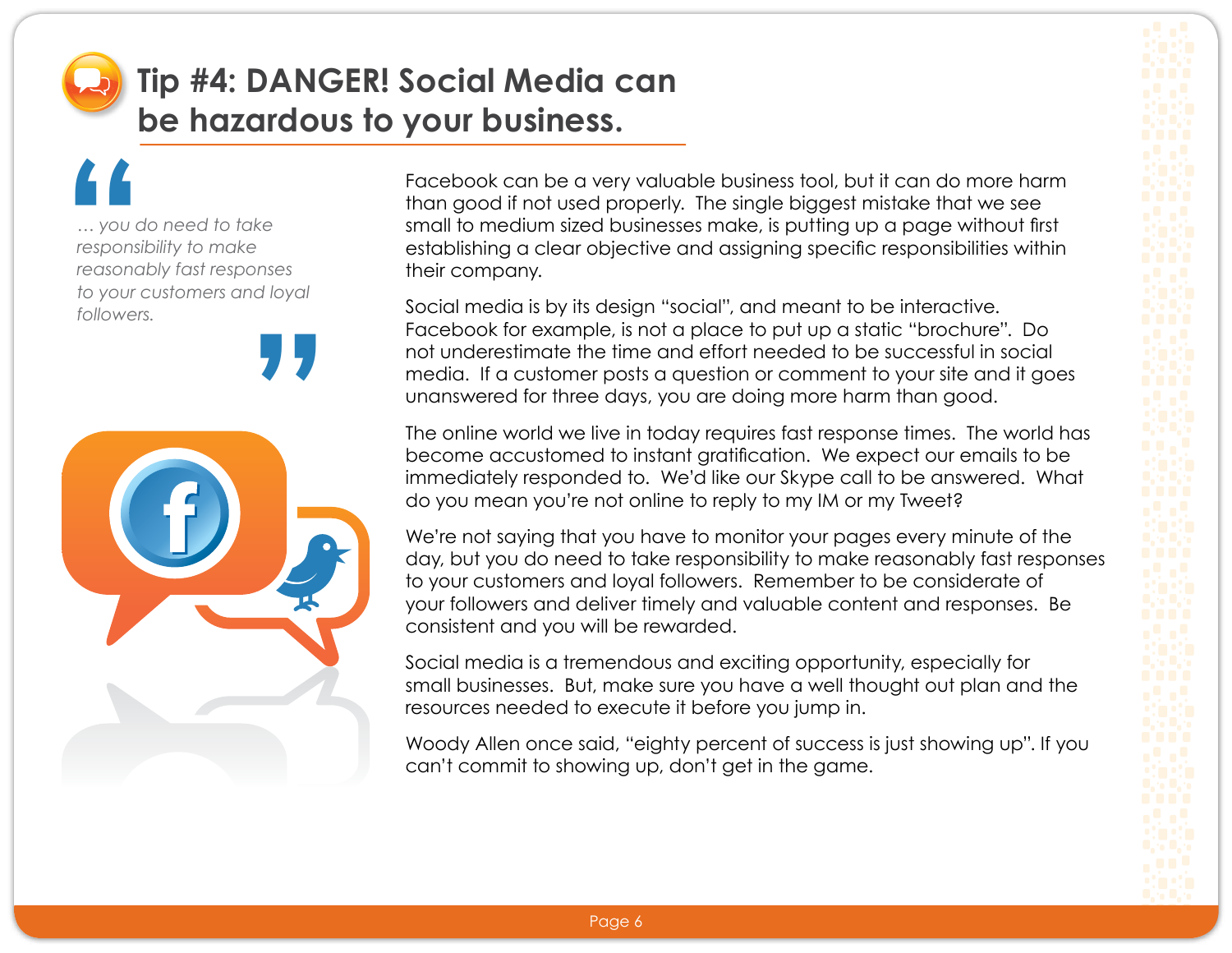## Tip #4: DANGER! Social Media can be hazardous to your business.

> *… you do need to take responsibility to make reasonably fast responses to your customers and loyal followers.*

Facebook can be a very valuable business tool, but it can do more harm than good if not used properly. The single biggest mistake that we see small to medium sized businesses make, is putting up a page without first establishing a clear objective and assigning specific responsibilities within their company.

Social media is by its design "social", and meant to be interactive. Facebook for example, is not a place to put up a static "brochure". Do not underestimate the time and effort needed to be successful in social media. If a customer posts a question or comment to your site and it goes unanswered for three days, you are doing more harm than good.

The online world we live in today requires fast response times. The world has become accustomed to instant gratification. We expect our emails to be immediately responded to. We'd like our Skype call to be answered. What do you mean you're not online to reply to my IM or my Tweet?

We're not saying that you have to monitor your pages every minute of the day, but you do need to take responsibility to make reasonably fast responses to your customers and loyal followers. Remember to be considerate of your followers and deliver timely and valuable content and responses. Be consistent and you will be rewarded.

Social media is a tremendous and exciting opportunity, especially for small businesses. But, make sure you have a well thought out plan and the resources needed to execute it before you jump in.

Woody Allen once said, "eighty percent of success is just showing up". If you can't commit to showing up, don't get in the game.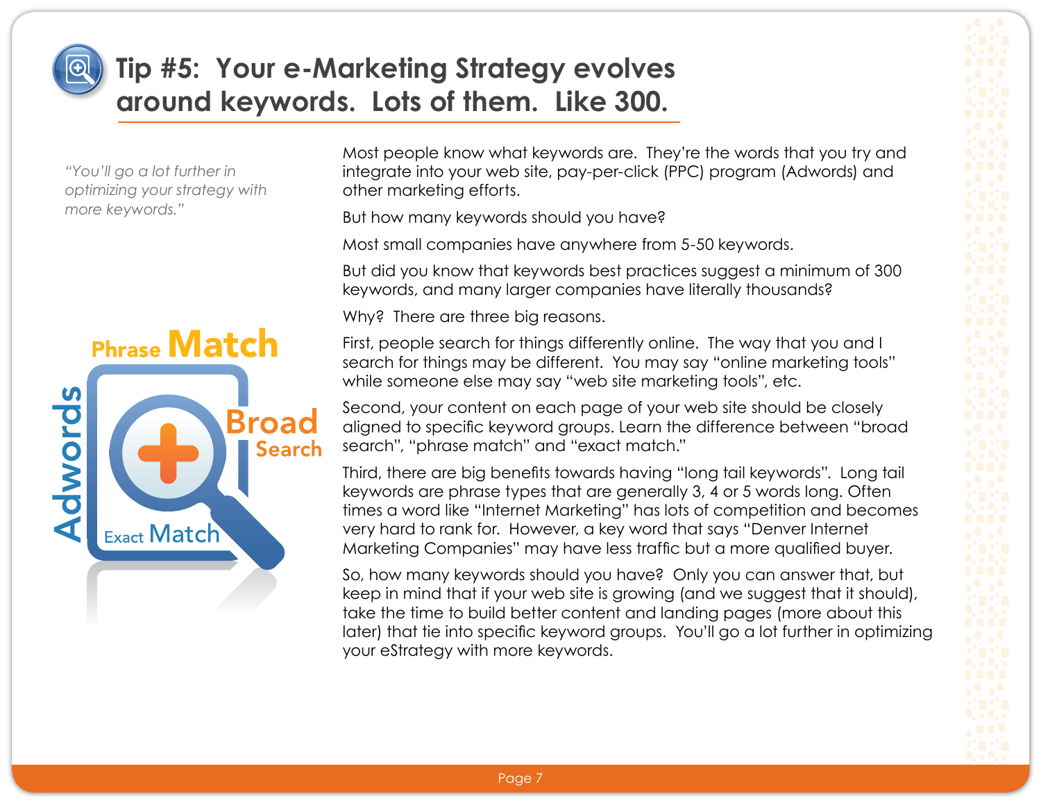# Tip #5: Your e-Marketing Strategy evolves around keywords. Lots of them. Like 300.

*"You'll go a lot further in optimizing your strategy with more keywords."*

Phrase Match

Broad Search

Exact Match

Adwords

Most people know what keywords are. They're the words that you try and integrate into your web site, pay-per-click (PPC) program (Adwords) and other marketing efforts.

But how many keywords should you have?

Most small companies have anywhere from 5-50 keywords.

But did you know that keywords best practices suggest a minimum of 300 keywords, and many larger companies have literally thousands?

Why? There are three big reasons.

First, people search for things differently online. The way that you and I search for things may be different. You may say "online marketing tools" while someone else may say "web site marketing tools", etc.

Second, your content on each page of your web site should be closely aligned to specific keyword groups. Learn the difference between "broad search", "phrase match" and "exact match."

Third, there are big benefits towards having "long tail keywords". Long tail keywords are phrase types that are generally 3, 4 or 5 words long. Often times a word like "Internet Marketing" has lots of competition and becomes very hard to rank for. However, a key word that says "Denver Internet Marketing Companies" may have less traffic but a more qualified buyer.

So, how many keywords should you have? Only you can answer that, but keep in mind that if your web site is growing (and we suggest that it should), take the time to build better content and landing pages (more about this later) that tie into specific keyword groups. You'll go a lot further in optimizing your eStrategy with more keywords.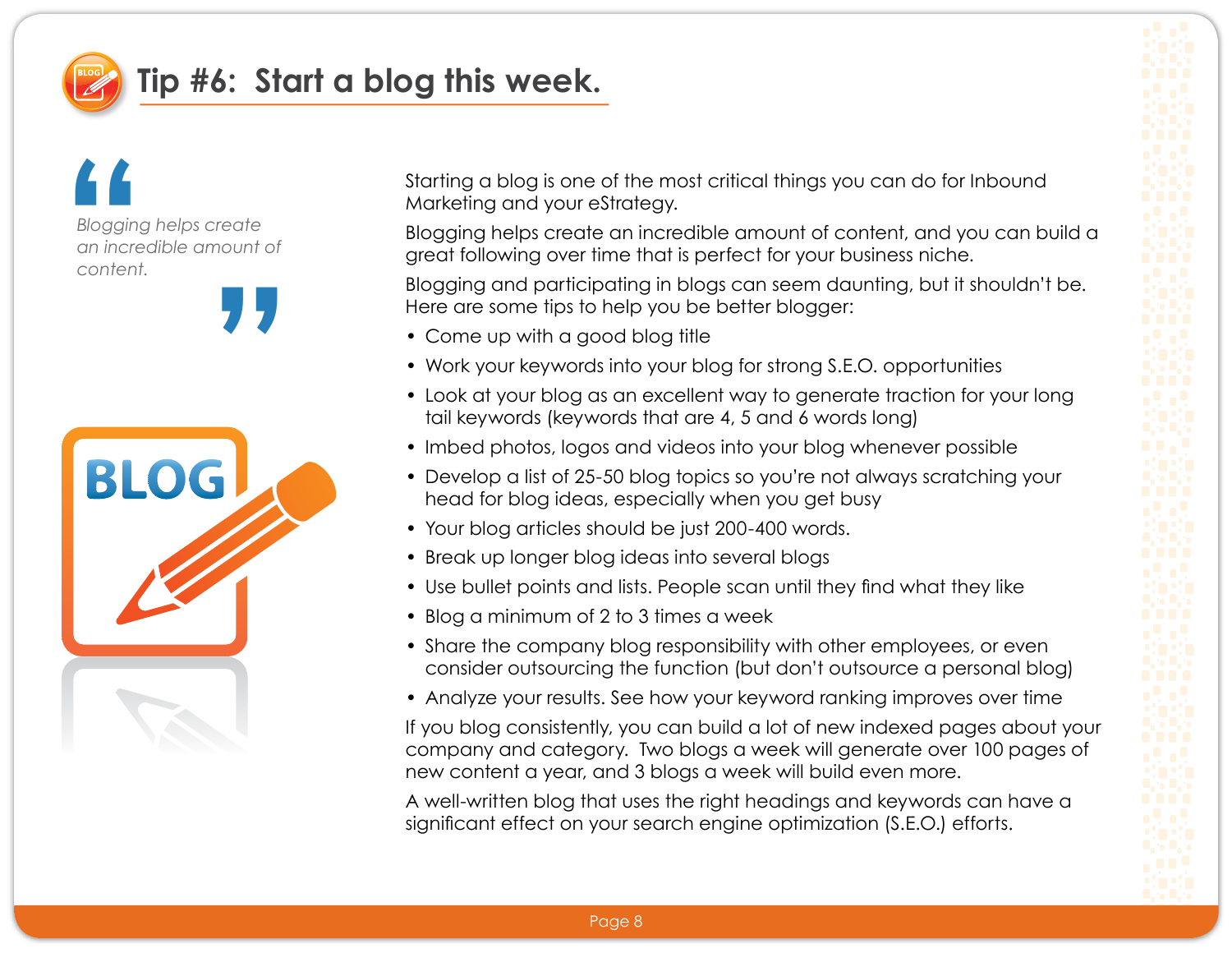# Tip #6: Start a blog this week.

> *Blogging helps create an incredible amount of content.*

Starting a blog is one of the most critical things you can do for Inbound Marketing and your eStrategy.

Blogging helps create an incredible amount of content, and you can build a great following over time that is perfect for your business niche.

Blogging and participating in blogs can seem daunting, but it shouldn't be. Here are some tips to help you be better blogger:

- Come up with a good blog title
- Work your keywords into your blog for strong S.E.O. opportunities
- Look at your blog as an excellent way to generate traction for your long tail keywords (keywords that are 4, 5 and 6 words long)
- Imbed photos, logos and videos into your blog whenever possible
- Develop a list of 25-50 blog topics so you're not always scratching your head for blog ideas, especially when you get busy
- Your blog articles should be just 200-400 words.
- Break up longer blog ideas into several blogs
- Use bullet points and lists. People scan until they find what they like
- Blog a minimum of 2 to 3 times a week
- Share the company blog responsibility with other employees, or even consider outsourcing the function (but don't outsource a personal blog)
- Analyze your results. See how your keyword ranking improves over time

If you blog consistently, you can build a lot of new indexed pages about your company and category. Two blogs a week will generate over 100 pages of new content a year, and 3 blogs a week will build even more.

A well-written blog that uses the right headings and keywords can have a significant effect on your search engine optimization (S.E.O.) efforts.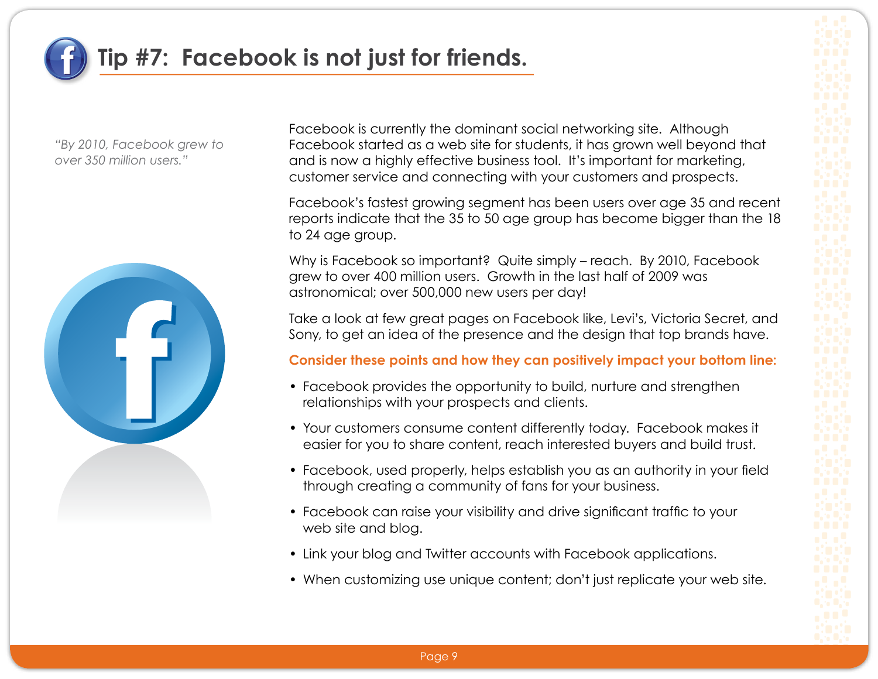# Tip #7: Facebook is not just for friends.

*"By 2010, Facebook grew to over 350 million users."*

Facebook is currently the dominant social networking site. Although Facebook started as a web site for students, it has grown well beyond that and is now a highly effective business tool. It's important for marketing, customer service and connecting with your customers and prospects.

Facebook's fastest growing segment has been users over age 35 and recent reports indicate that the 35 to 50 age group has become bigger than the 18 to 24 age group.

Why is Facebook so important? Quite simply – reach. By 2010, Facebook grew to over 400 million users. Growth in the last half of 2009 was astronomical; over 500,000 new users per day!

Take a look at few great pages on Facebook like, Levi's, Victoria Secret, and Sony, to get an idea of the presence and the design that top brands have.

**Consider these points and how they can positively impact your bottom line:**

- Facebook provides the opportunity to build, nurture and strengthen relationships with your prospects and clients.
- Your customers consume content differently today. Facebook makes it easier for you to share content, reach interested buyers and build trust.
- Facebook, used properly, helps establish you as an authority in your field through creating a community of fans for your business.
- Facebook can raise your visibility and drive significant traffic to your web site and blog.
- Link your blog and Twitter accounts with Facebook applications.
- When customizing use unique content; don't just replicate your web site.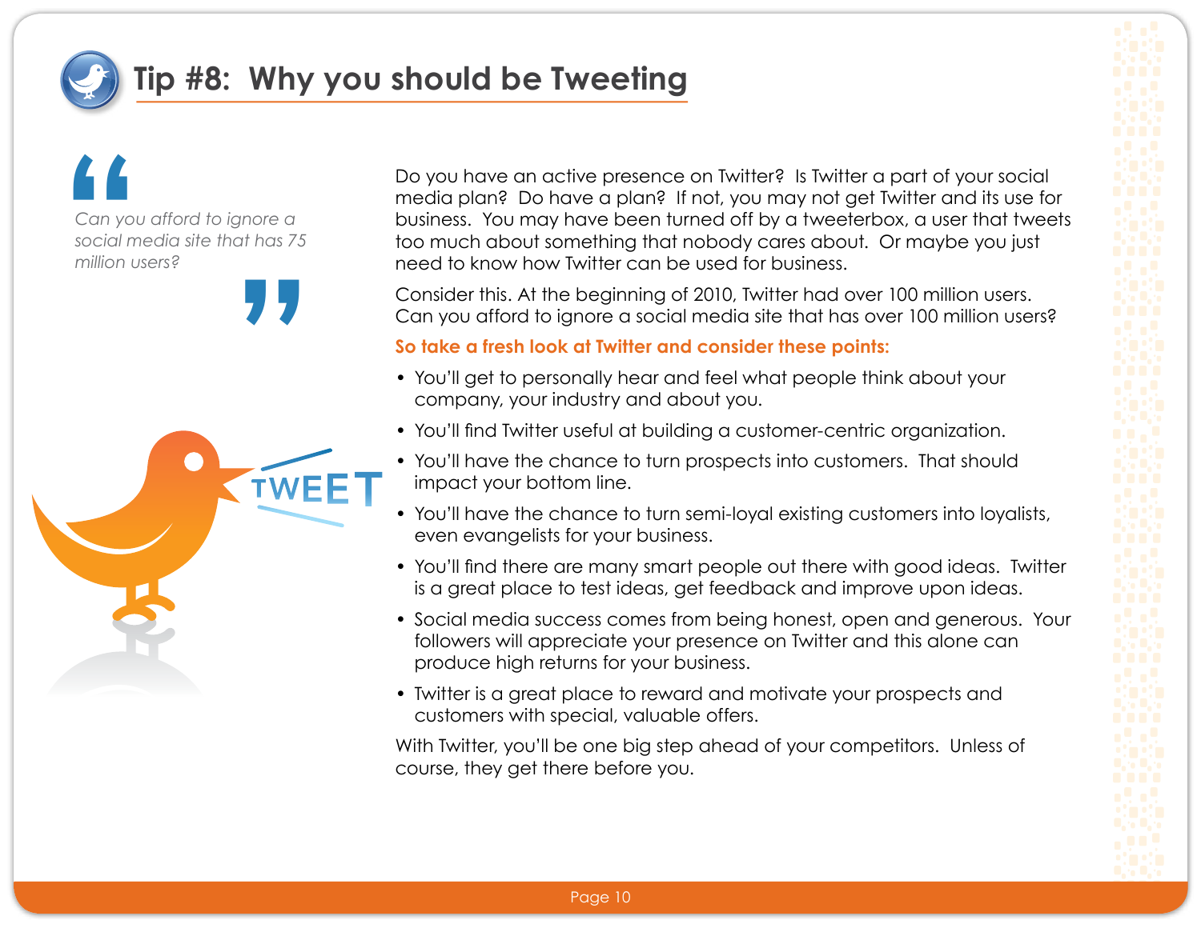# Tip #8: Why you should be Tweeting

*Can you afford to ignore a social media site that has 75 million users?*

Do you have an active presence on Twitter? Is Twitter a part of your social media plan? Do have a plan? If not, you may not get Twitter and its use for business. You may have been turned off by a tweeterbox, a user that tweets too much about something that nobody cares about. Or maybe you just need to know how Twitter can be used for business.

Consider this. At the beginning of 2010, Twitter had over 100 million users. Can you afford to ignore a social media site that has over 100 million users?

**So take a fresh look at Twitter and consider these points:**

- You'll get to personally hear and feel what people think about your company, your industry and about you.
- You'll find Twitter useful at building a customer-centric organization.
- You'll have the chance to turn prospects into customers. That should impact your bottom line.
- You'll have the chance to turn semi-loyal existing customers into loyalists, even evangelists for your business.
- You'll find there are many smart people out there with good ideas. Twitter is a great place to test ideas, get feedback and improve upon ideas.
- Social media success comes from being honest, open and generous. Your followers will appreciate your presence on Twitter and this alone can produce high returns for your business.
- Twitter is a great place to reward and motivate your prospects and customers with special, valuable offers.

With Twitter, you'll be one big step ahead of your competitors. Unless of course, they get there before you.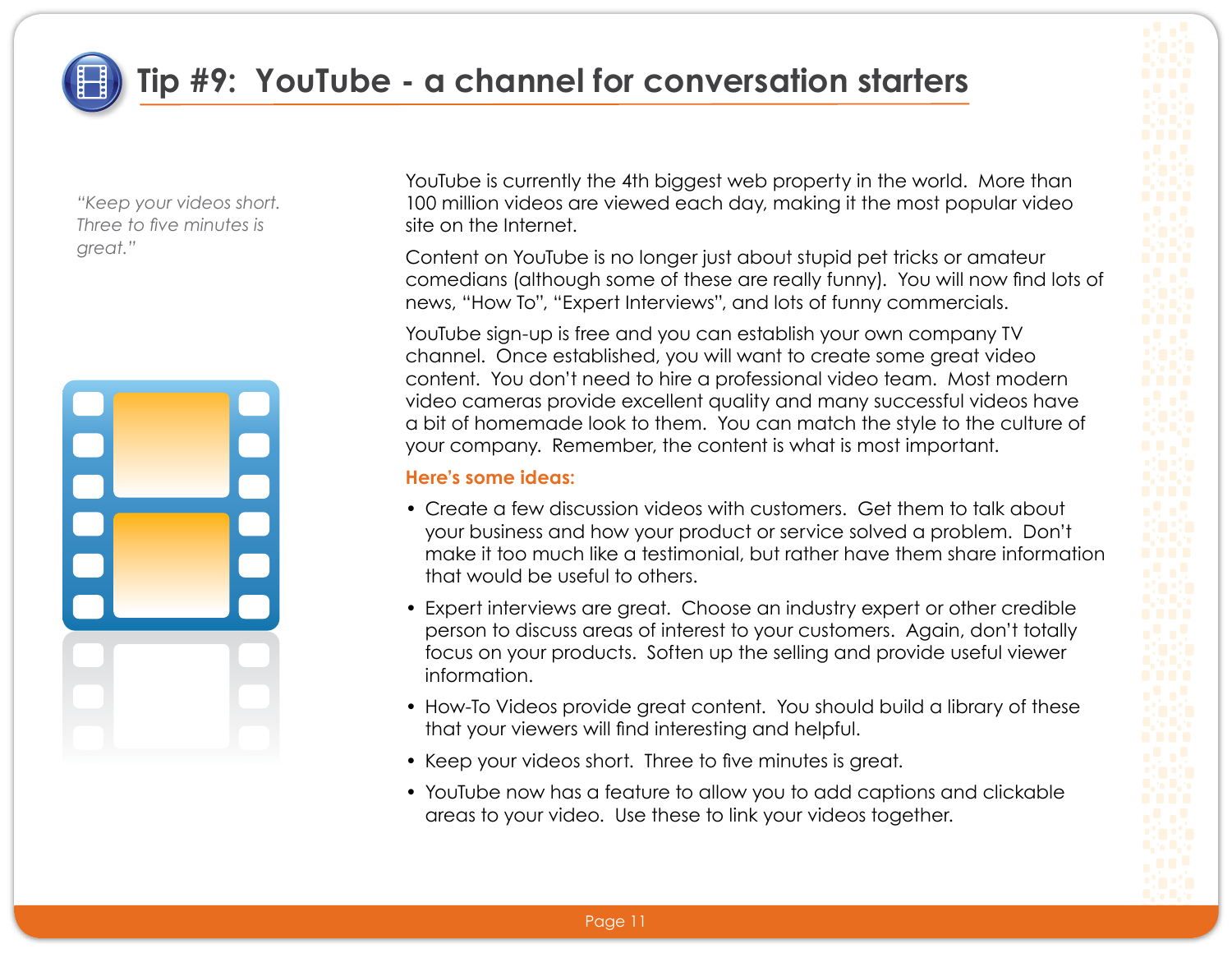# Tip #9: YouTube - a channel for conversation starters

*"Keep your videos short. Three to five minutes is great."*

YouTube is currently the 4th biggest web property in the world. More than 100 million videos are viewed each day, making it the most popular video site on the Internet.

Content on YouTube is no longer just about stupid pet tricks or amateur comedians (although some of these are really funny). You will now find lots of news, "How To", "Expert Interviews", and lots of funny commercials.

YouTube sign-up is free and you can establish your own company TV channel. Once established, you will want to create some great video content. You don't need to hire a professional video team. Most modern video cameras provide excellent quality and many successful videos have a bit of homemade look to them. You can match the style to the culture of your company. Remember, the content is what is most important.

**Here's some ideas:**

- Create a few discussion videos with customers. Get them to talk about your business and how your product or service solved a problem. Don't make it too much like a testimonial, but rather have them share information that would be useful to others.
- Expert interviews are great. Choose an industry expert or other credible person to discuss areas of interest to your customers. Again, don't totally focus on your products. Soften up the selling and provide useful viewer information.
- How-To Videos provide great content. You should build a library of these that your viewers will find interesting and helpful.
- Keep your videos short. Three to five minutes is great.
- YouTube now has a feature to allow you to add captions and clickable areas to your video. Use these to link your videos together.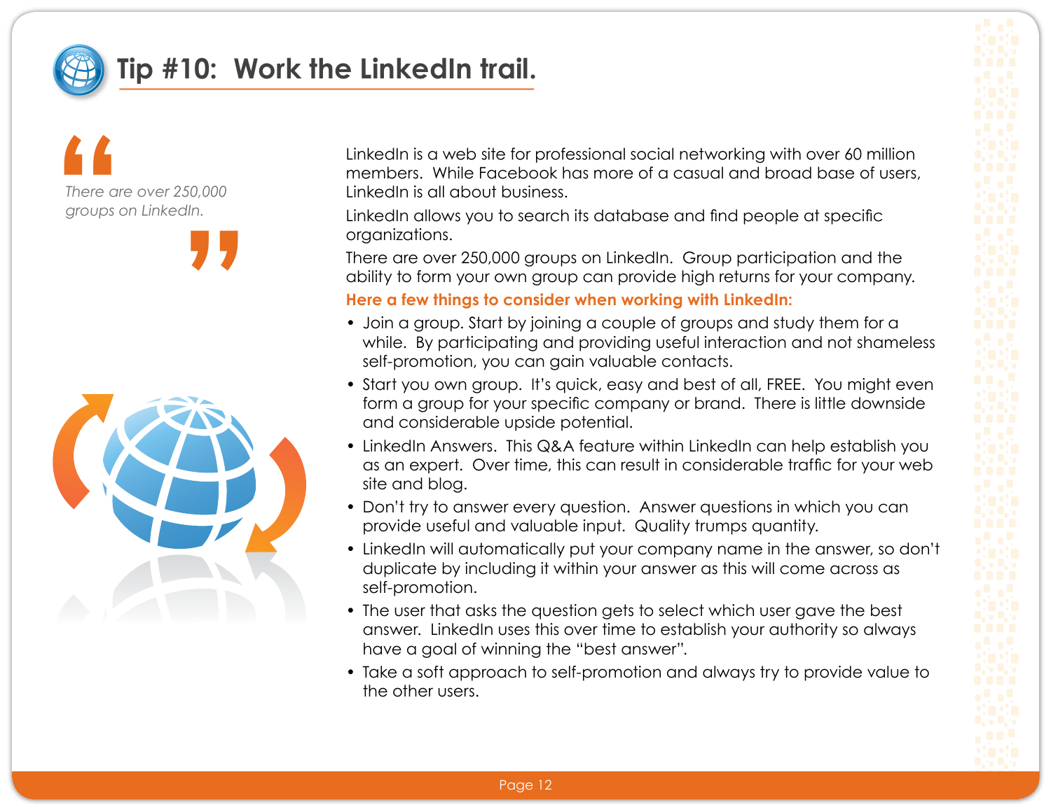# Tip #10: Work the LinkedIn trail.

> *There are over 250,000 groups on LinkedIn.*

LinkedIn is a web site for professional social networking with over 60 million members. While Facebook has more of a casual and broad base of users, LinkedIn is all about business.

LinkedIn allows you to search its database and find people at specific organizations.

There are over 250,000 groups on LinkedIn. Group participation and the ability to form your own group can provide high returns for your company.

**Here a few things to consider when working with LinkedIn:**

- Join a group. Start by joining a couple of groups and study them for a while. By participating and providing useful interaction and not shameless self-promotion, you can gain valuable contacts.
- Start you own group. It's quick, easy and best of all, FREE. You might even form a group for your specific company or brand. There is little downside and considerable upside potential.
- LinkedIn Answers. This Q&A feature within LinkedIn can help establish you as an expert. Over time, this can result in considerable traffic for your web site and blog.
- Don't try to answer every question. Answer questions in which you can provide useful and valuable input. Quality trumps quantity.
- LinkedIn will automatically put your company name in the answer, so don't duplicate by including it within your answer as this will come across as self-promotion.
- The user that asks the question gets to select which user gave the best answer. LinkedIn uses this over time to establish your authority so always have a goal of winning the "best answer".
- Take a soft approach to self-promotion and always try to provide value to the other users.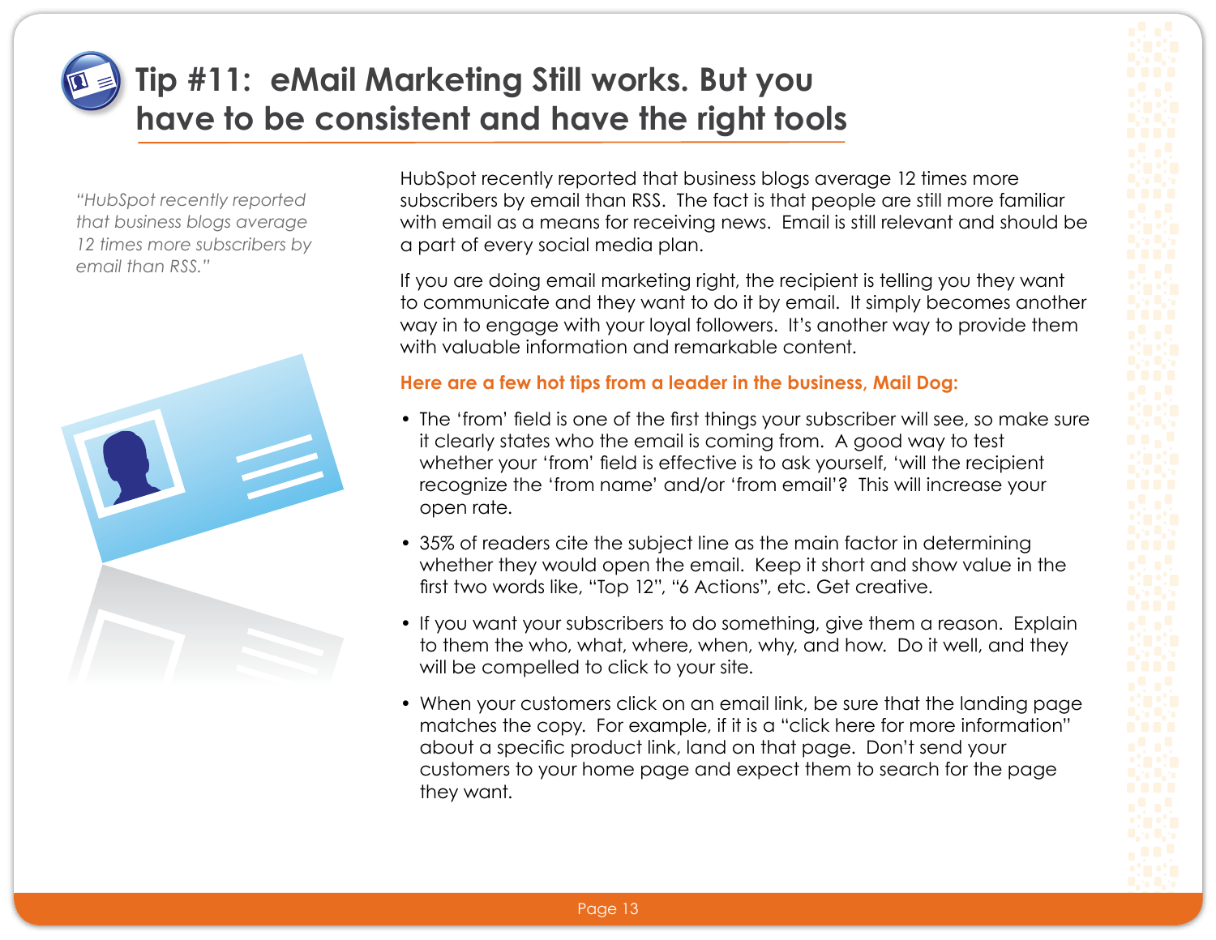# Tip #11: eMail Marketing Still works. But you have to be consistent and have the right tools

*"HubSpot recently reported that business blogs average 12 times more subscribers by email than RSS."*

HubSpot recently reported that business blogs average 12 times more subscribers by email than RSS. The fact is that people are still more familiar with email as a means for receiving news. Email is still relevant and should be a part of every social media plan.

If you are doing email marketing right, the recipient is telling you they want to communicate and they want to do it by email. It simply becomes another way in to engage with your loyal followers. It's another way to provide them with valuable information and remarkable content.

**Here are a few hot tips from a leader in the business, Mail Dog:**

- The 'from' field is one of the first things your subscriber will see, so make sure it clearly states who the email is coming from. A good way to test whether your 'from' field is effective is to ask yourself, 'will the recipient recognize the 'from name' and/or 'from email'? This will increase your open rate.
- 35% of readers cite the subject line as the main factor in determining whether they would open the email. Keep it short and show value in the first two words like, "Top 12", "6 Actions", etc. Get creative.
- If you want your subscribers to do something, give them a reason. Explain to them the who, what, where, when, why, and how. Do it well, and they will be compelled to click to your site.
- When your customers click on an email link, be sure that the landing page matches the copy. For example, if it is a "click here for more information" about a specific product link, land on that page. Don't send your customers to your home page and expect them to search for the page they want.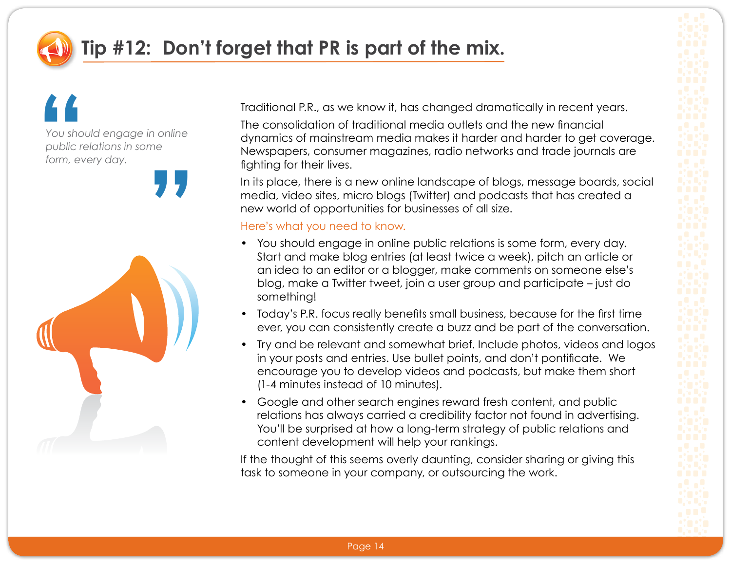# Tip #12: Don't forget that PR is part of the mix.

> *You should engage in online public relations in some form, every day.*

Traditional P.R., as we know it, has changed dramatically in recent years.

The consolidation of traditional media outlets and the new financial dynamics of mainstream media makes it harder and harder to get coverage. Newspapers, consumer magazines, radio networks and trade journals are fighting for their lives.

In its place, there is a new online landscape of blogs, message boards, social media, video sites, micro blogs (Twitter) and podcasts that has created a new world of opportunities for businesses of all size.

Here's what you need to know.

- You should engage in online public relations is some form, every day. Start and make blog entries (at least twice a week), pitch an article or an idea to an editor or a blogger, make comments on someone else's blog, make a Twitter tweet, join a user group and participate – just do something!
- Today's P.R. focus really benefits small business, because for the first time ever, you can consistently create a buzz and be part of the conversation.
- Try and be relevant and somewhat brief. Include photos, videos and logos in your posts and entries. Use bullet points, and don't pontificate. We encourage you to develop videos and podcasts, but make them short (1-4 minutes instead of 10 minutes).
- Google and other search engines reward fresh content, and public relations has always carried a credibility factor not found in advertising. You'll be surprised at how a long-term strategy of public relations and content development will help your rankings.

If the thought of this seems overly daunting, consider sharing or giving this task to someone in your company, or outsourcing the work.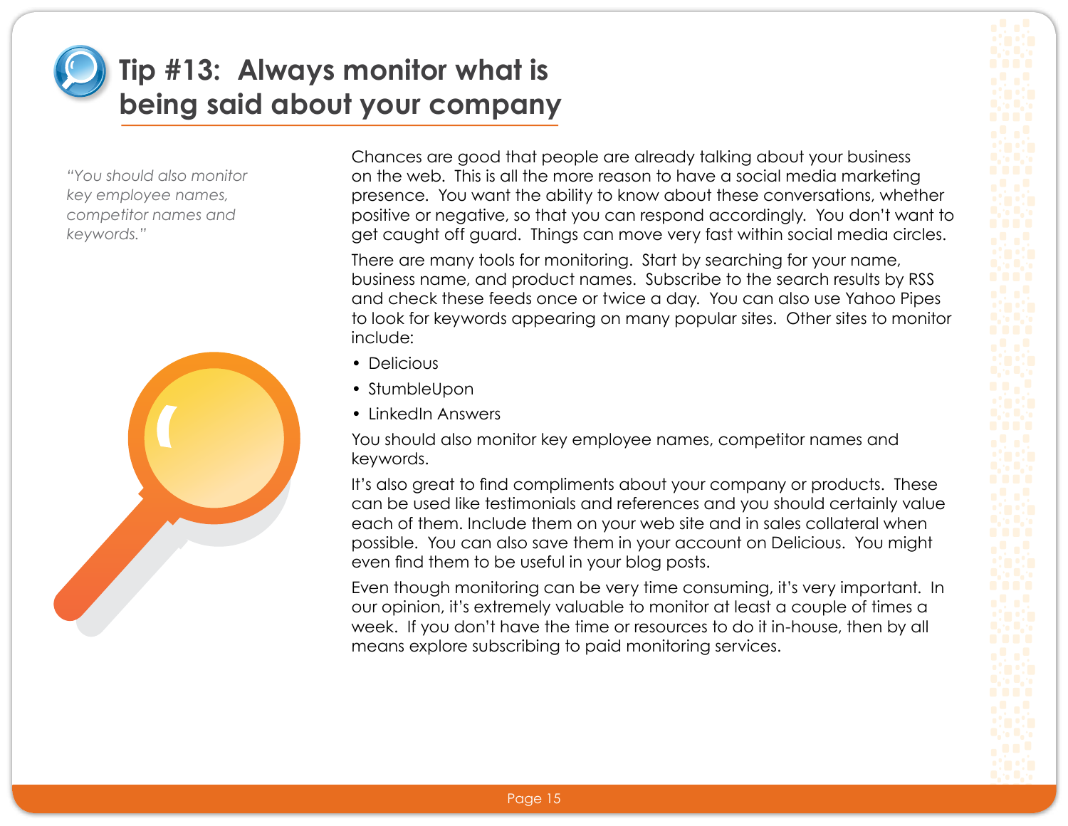# Tip #13: Always monitor what is being said about your company

*"You should also monitor key employee names, competitor names and keywords."*

Chances are good that people are already talking about your business on the web. This is all the more reason to have a social media marketing presence. You want the ability to know about these conversations, whether positive or negative, so that you can respond accordingly. You don't want to get caught off guard. Things can move very fast within social media circles.

There are many tools for monitoring. Start by searching for your name, business name, and product names. Subscribe to the search results by RSS and check these feeds once or twice a day. You can also use Yahoo Pipes to look for keywords appearing on many popular sites. Other sites to monitor include:

- Delicious
- StumbleUpon
- LinkedIn Answers

You should also monitor key employee names, competitor names and keywords.

It's also great to find compliments about your company or products. These can be used like testimonials and references and you should certainly value each of them. Include them on your web site and in sales collateral when possible. You can also save them in your account on Delicious. You might even find them to be useful in your blog posts.

Even though monitoring can be very time consuming, it's very important. In our opinion, it's extremely valuable to monitor at least a couple of times a week. If you don't have the time or resources to do it in-house, then by all means explore subscribing to paid monitoring services.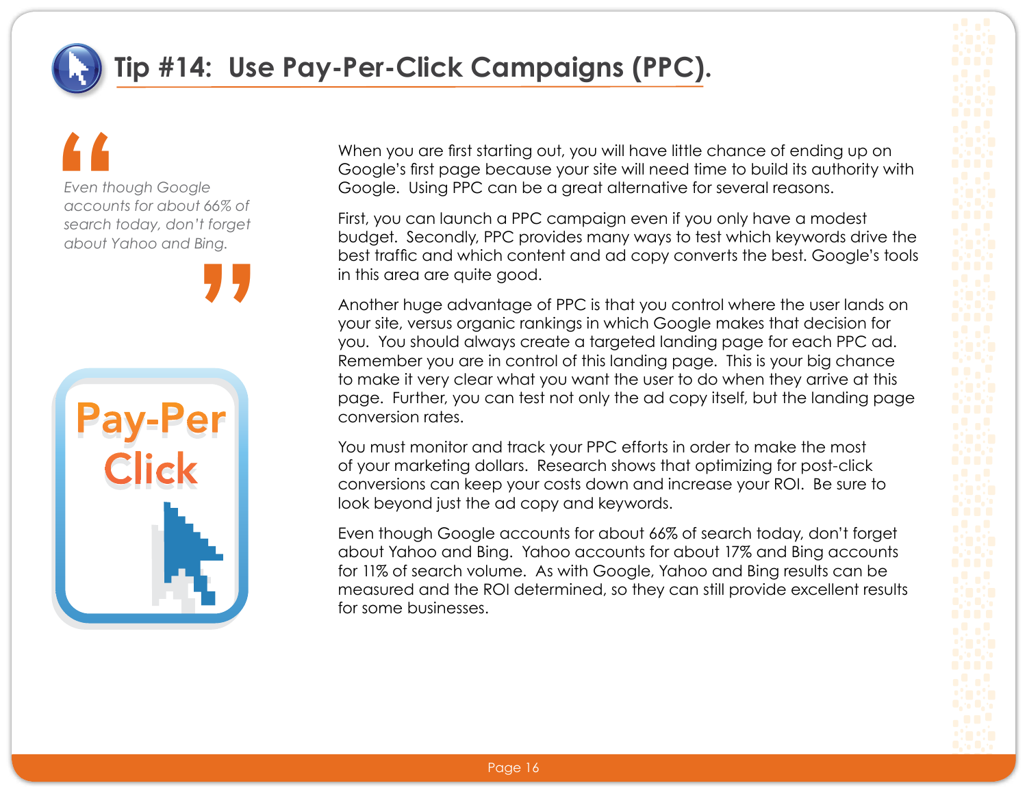# Tip #14: Use Pay-Per-Click Campaigns (PPC).

> *Even though Google accounts for about 66% of search today, don't forget about Yahoo and Bing.*

When you are first starting out, you will have little chance of ending up on Google's first page because your site will need time to build its authority with Google. Using PPC can be a great alternative for several reasons.

First, you can launch a PPC campaign even if you only have a modest budget. Secondly, PPC provides many ways to test which keywords drive the best traffic and which content and ad copy converts the best. Google's tools in this area are quite good.

Another huge advantage of PPC is that you control where the user lands on your site, versus organic rankings in which Google makes that decision for you. You should always create a targeted landing page for each PPC ad. Remember you are in control of this landing page. This is your big chance to make it very clear what you want the user to do when they arrive at this page. Further, you can test not only the ad copy itself, but the landing page conversion rates.

You must monitor and track your PPC efforts in order to make the most of your marketing dollars. Research shows that optimizing for post-click conversions can keep your costs down and increase your ROI. Be sure to look beyond just the ad copy and keywords.

Even though Google accounts for about 66% of search today, don't forget about Yahoo and Bing. Yahoo accounts for about 17% and Bing accounts for 11% of search volume. As with Google, Yahoo and Bing results can be measured and the ROI determined, so they can still provide excellent results for some businesses.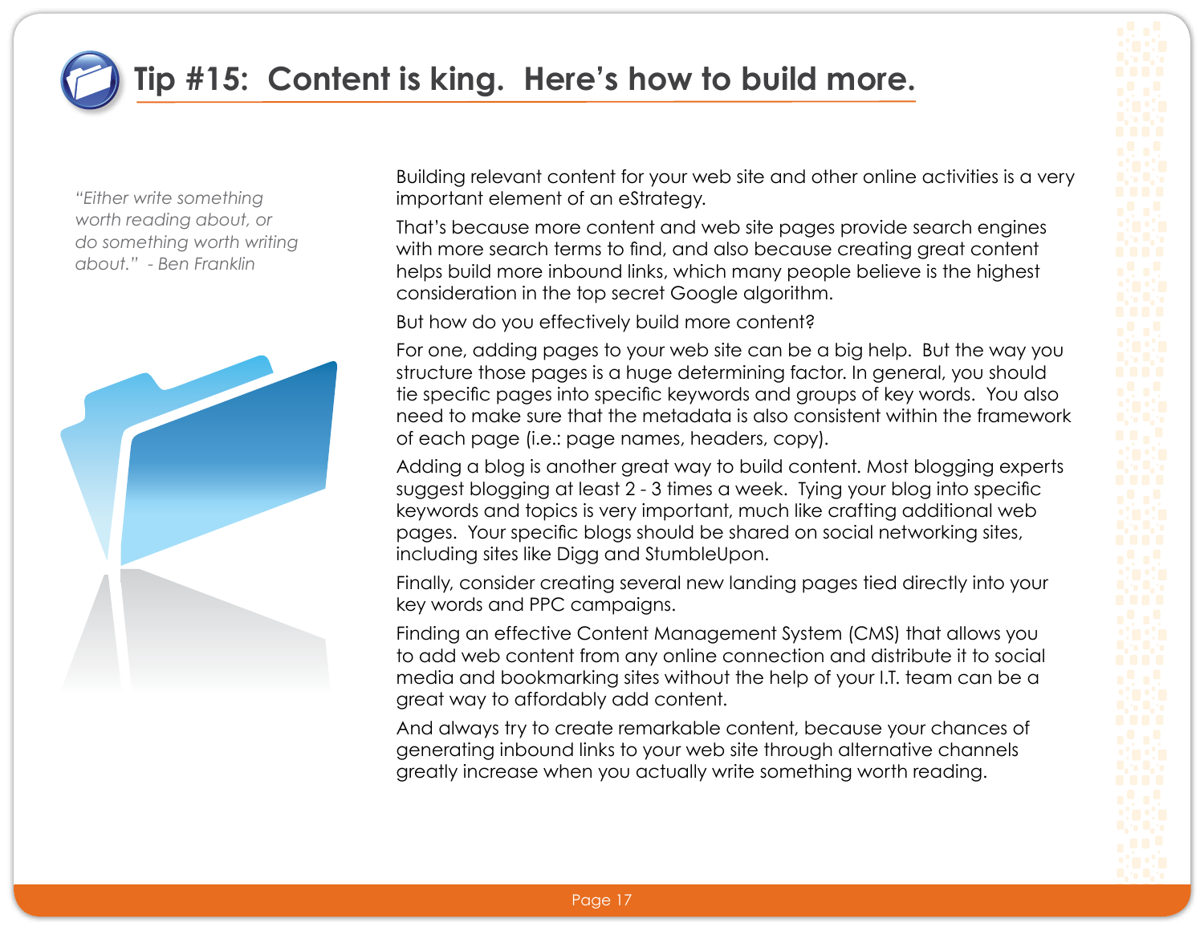# Tip #15: Content is king. Here's how to build more.

*"Either write something worth reading about, or do something worth writing about." - Ben Franklin*

Building relevant content for your web site and other online activities is a very important element of an eStrategy.

That's because more content and web site pages provide search engines with more search terms to find, and also because creating great content helps build more inbound links, which many people believe is the highest consideration in the top secret Google algorithm.

But how do you effectively build more content?

For one, adding pages to your web site can be a big help. But the way you structure those pages is a huge determining factor. In general, you should tie specific pages into specific keywords and groups of key words. You also need to make sure that the metadata is also consistent within the framework of each page (i.e.: page names, headers, copy).

Adding a blog is another great way to build content. Most blogging experts suggest blogging at least 2 - 3 times a week. Tying your blog into specific keywords and topics is very important, much like crafting additional web pages. Your specific blogs should be shared on social networking sites, including sites like Digg and StumbleUpon.

Finally, consider creating several new landing pages tied directly into your key words and PPC campaigns.

Finding an effective Content Management System (CMS) that allows you to add web content from any online connection and distribute it to social media and bookmarking sites without the help of your I.T. team can be a great way to affordably add content.

And always try to create remarkable content, because your chances of generating inbound links to your web site through alternative channels greatly increase when you actually write something worth reading.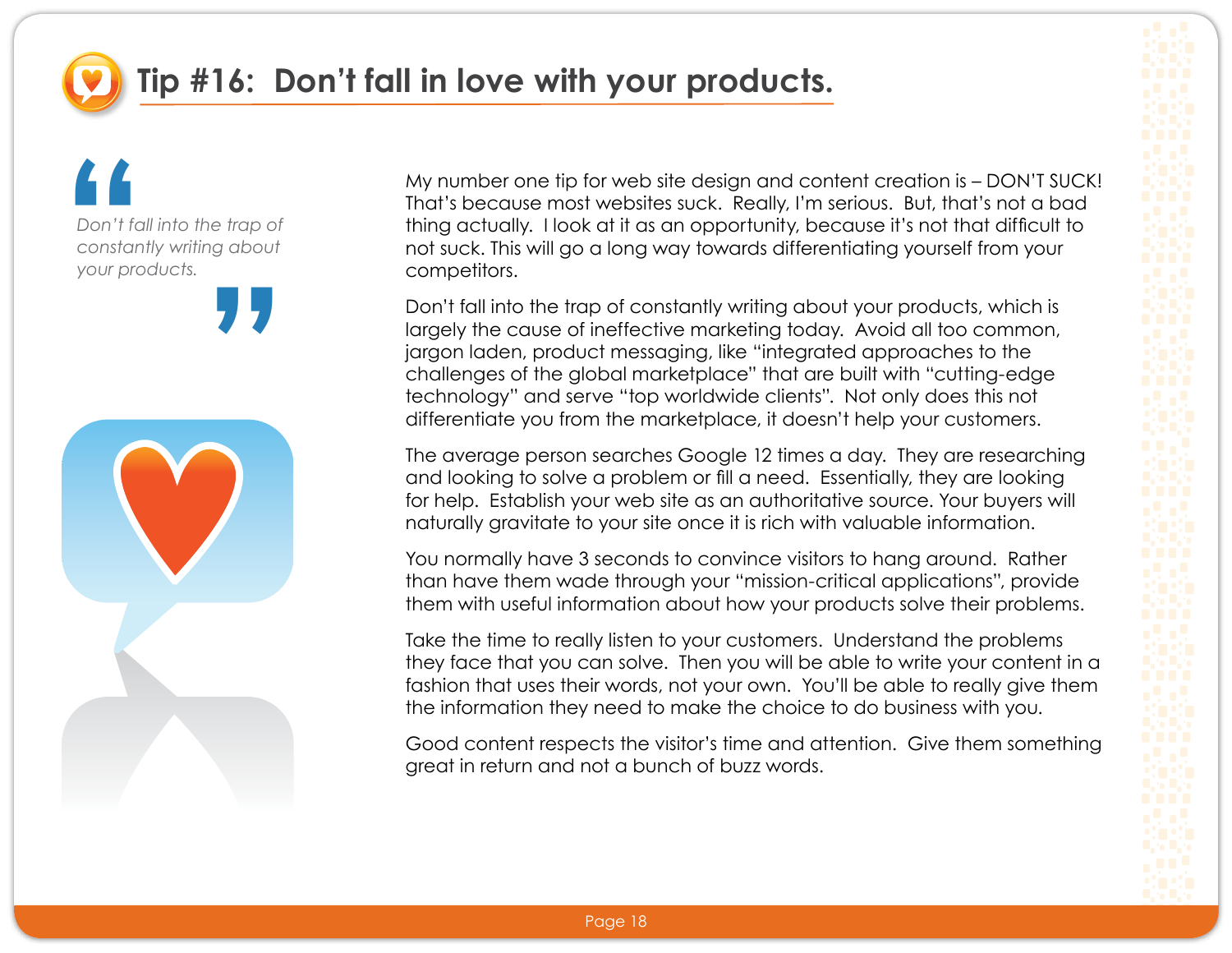# Tip #16: Don't fall in love with your products.

> *Don't fall into the trap of constantly writing about your products.*

My number one tip for web site design and content creation is – DON'T SUCK! That's because most websites suck. Really, I'm serious. But, that's not a bad thing actually. I look at it as an opportunity, because it's not that difficult to not suck. This will go a long way towards differentiating yourself from your competitors.

Don't fall into the trap of constantly writing about your products, which is largely the cause of ineffective marketing today. Avoid all too common, jargon laden, product messaging, like "integrated approaches to the challenges of the global marketplace" that are built with "cutting-edge technology" and serve "top worldwide clients". Not only does this not differentiate you from the marketplace, it doesn't help your customers.

The average person searches Google 12 times a day. They are researching and looking to solve a problem or fill a need. Essentially, they are looking for help. Establish your web site as an authoritative source. Your buyers will naturally gravitate to your site once it is rich with valuable information.

You normally have 3 seconds to convince visitors to hang around. Rather than have them wade through your "mission-critical applications", provide them with useful information about how your products solve their problems.

Take the time to really listen to your customers. Understand the problems they face that you can solve. Then you will be able to write your content in a fashion that uses their words, not your own. You'll be able to really give them the information they need to make the choice to do business with you.

Good content respects the visitor's time and attention. Give them something great in return and not a bunch of buzz words.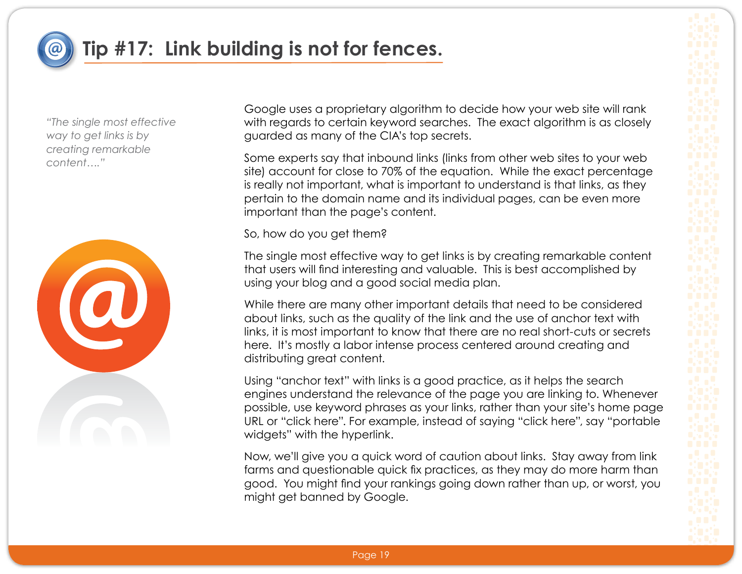# Tip #17: Link building is not for fences.

*"The single most effective way to get links is by creating remarkable content…."*

Google uses a proprietary algorithm to decide how your web site will rank with regards to certain keyword searches. The exact algorithm is as closely guarded as many of the CIA's top secrets.

Some experts say that inbound links (links from other web sites to your web site) account for close to 70% of the equation. While the exact percentage is really not important, what is important to understand is that links, as they pertain to the domain name and its individual pages, can be even more important than the page's content.

So, how do you get them?

The single most effective way to get links is by creating remarkable content that users will find interesting and valuable. This is best accomplished by using your blog and a good social media plan.

While there are many other important details that need to be considered about links, such as the quality of the link and the use of anchor text with links, it is most important to know that there are no real short-cuts or secrets here. It's mostly a labor intense process centered around creating and distributing great content.

Using "anchor text" with links is a good practice, as it helps the search engines understand the relevance of the page you are linking to. Whenever possible, use keyword phrases as your links, rather than your site's home page URL or "click here". For example, instead of saying "click here", say "portable widgets" with the hyperlink.

Now, we'll give you a quick word of caution about links. Stay away from link farms and questionable quick fix practices, as they may do more harm than good. You might find your rankings going down rather than up, or worst, you might get banned by Google.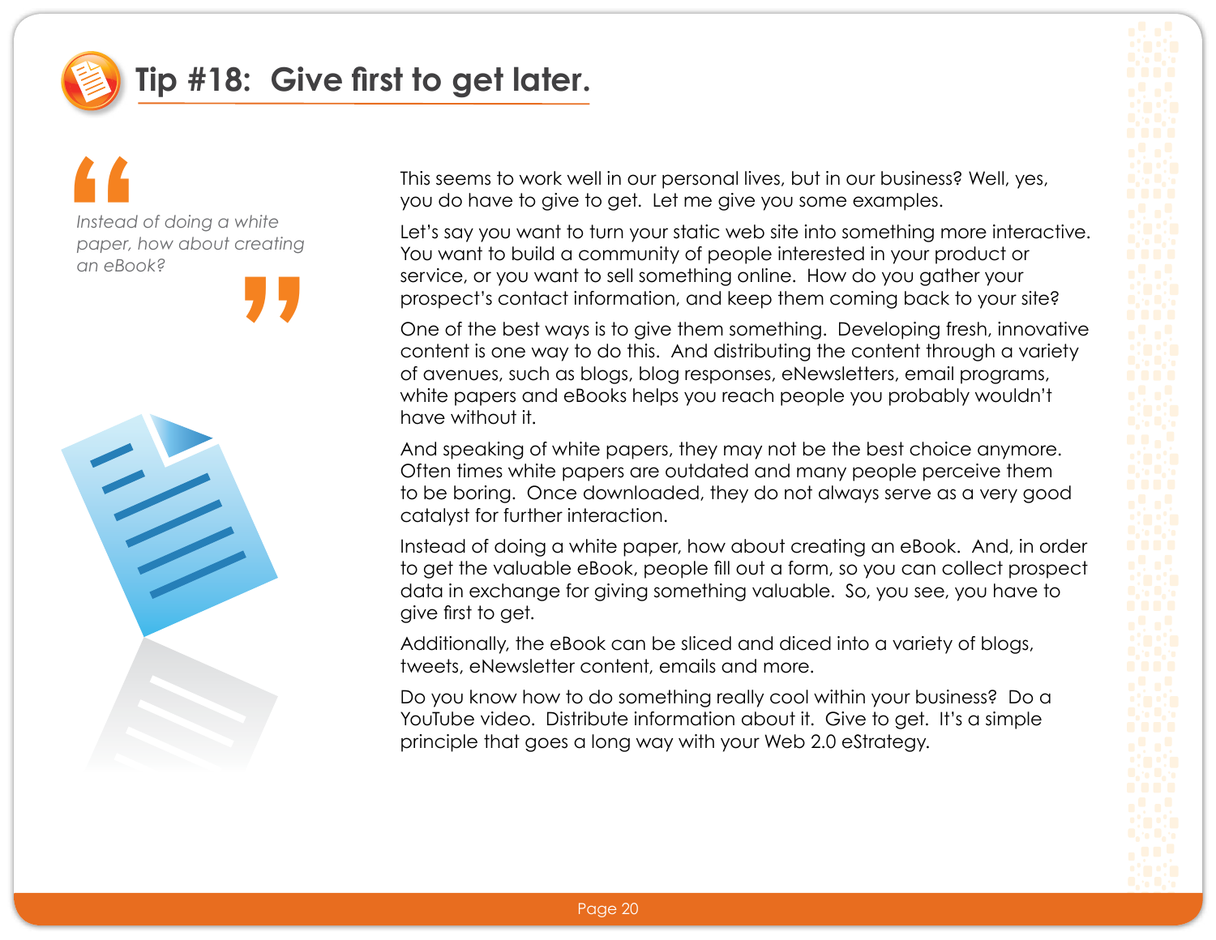## Tip #18: Give first to get later.

> *Instead of doing a white paper, how about creating an eBook?*

This seems to work well in our personal lives, but in our business? Well, yes, you do have to give to get. Let me give you some examples.

Let's say you want to turn your static web site into something more interactive. You want to build a community of people interested in your product or service, or you want to sell something online. How do you gather your prospect's contact information, and keep them coming back to your site?

One of the best ways is to give them something. Developing fresh, innovative content is one way to do this. And distributing the content through a variety of avenues, such as blogs, blog responses, eNewsletters, email programs, white papers and eBooks helps you reach people you probably wouldn't have without it.

And speaking of white papers, they may not be the best choice anymore. Often times white papers are outdated and many people perceive them to be boring. Once downloaded, they do not always serve as a very good catalyst for further interaction.

Instead of doing a white paper, how about creating an eBook. And, in order to get the valuable eBook, people fill out a form, so you can collect prospect data in exchange for giving something valuable. So, you see, you have to give first to get.

Additionally, the eBook can be sliced and diced into a variety of blogs, tweets, eNewsletter content, emails and more.

Do you know how to do something really cool within your business? Do a YouTube video. Distribute information about it. Give to get. It's a simple principle that goes a long way with your Web 2.0 eStrategy.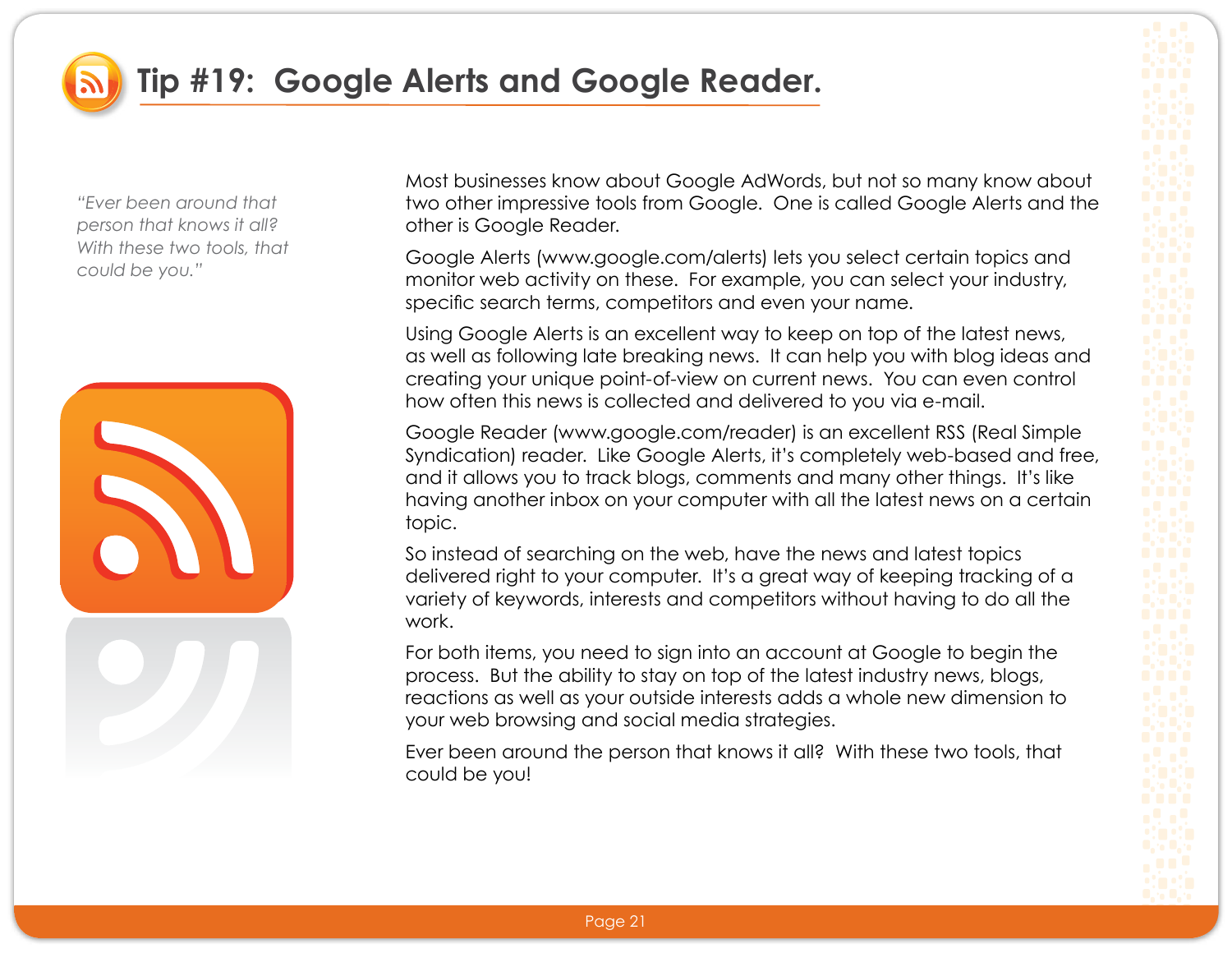# Tip #19: Google Alerts and Google Reader.

*"Ever been around that person that knows it all? With these two tools, that could be you."*

Most businesses know about Google AdWords, but not so many know about two other impressive tools from Google. One is called Google Alerts and the other is Google Reader.

Google Alerts (www.google.com/alerts) lets you select certain topics and monitor web activity on these. For example, you can select your industry, specific search terms, competitors and even your name.

Using Google Alerts is an excellent way to keep on top of the latest news, as well as following late breaking news. It can help you with blog ideas and creating your unique point-of-view on current news. You can even control how often this news is collected and delivered to you via e-mail.

Google Reader (www.google.com/reader) is an excellent RSS (Real Simple Syndication) reader. Like Google Alerts, it's completely web-based and free, and it allows you to track blogs, comments and many other things. It's like having another inbox on your computer with all the latest news on a certain topic.

So instead of searching on the web, have the news and latest topics delivered right to your computer. It's a great way of keeping tracking of a variety of keywords, interests and competitors without having to do all the work.

For both items, you need to sign into an account at Google to begin the process. But the ability to stay on top of the latest industry news, blogs, reactions as well as your outside interests adds a whole new dimension to your web browsing and social media strategies.

Ever been around the person that knows it all? With these two tools, that could be you!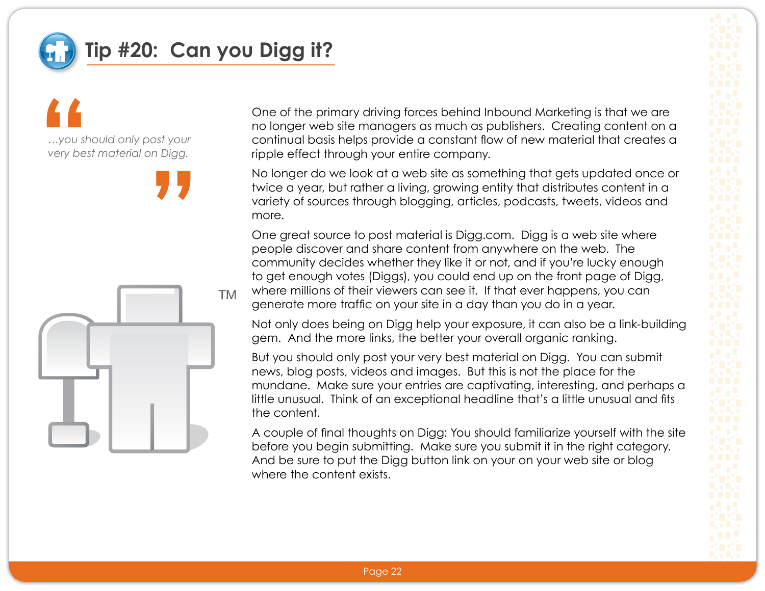# Tip #20: Can you Digg it?

> *…you should only post your very best material on Digg.*

TM

One of the primary driving forces behind Inbound Marketing is that we are no longer web site managers as much as publishers. Creating content on a continual basis helps provide a constant flow of new material that creates a ripple effect through your entire company.

No longer do we look at a web site as something that gets updated once or twice a year, but rather a living, growing entity that distributes content in a variety of sources through blogging, articles, podcasts, tweets, videos and more.

One great source to post material is Digg.com. Digg is a web site where people discover and share content from anywhere on the web. The community decides whether they like it or not, and if you're lucky enough to get enough votes (Diggs), you could end up on the front page of Digg, where millions of their viewers can see it. If that ever happens, you can generate more traffic on your site in a day than you do in a year.

Not only does being on Digg help your exposure, it can also be a link-building gem. And the more links, the better your overall organic ranking.

But you should only post your very best material on Digg. You can submit news, blog posts, videos and images. But this is not the place for the mundane. Make sure your entries are captivating, interesting, and perhaps a little unusual. Think of an exceptional headline that's a little unusual and fits the content.

A couple of final thoughts on Digg: You should familiarize yourself with the site before you begin submitting. Make sure you submit it in the right category. And be sure to put the Digg button link on your on your web site or blog where the content exists.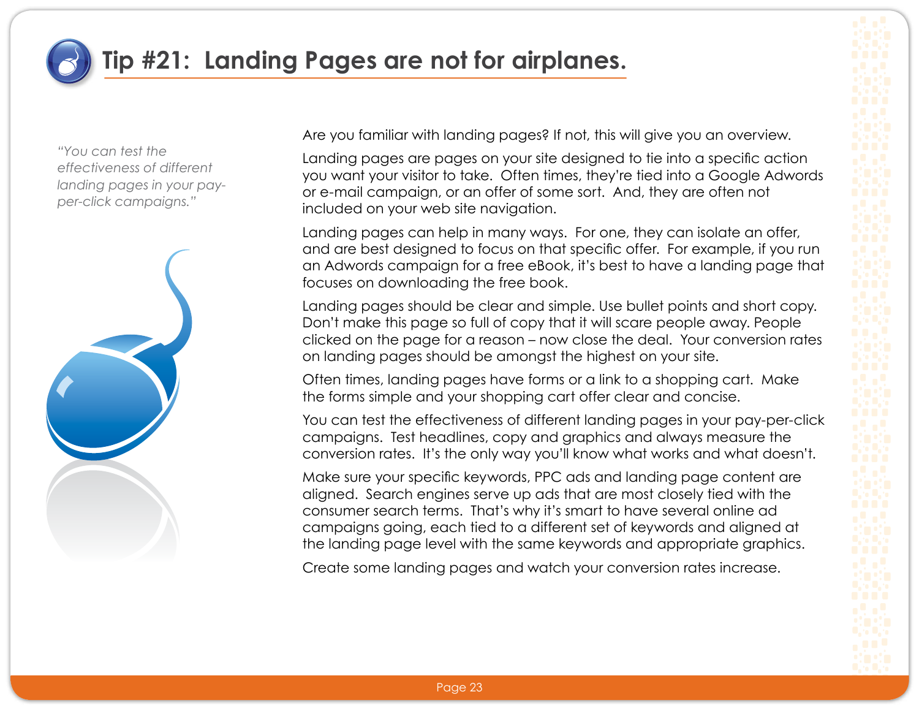# Tip #21: Landing Pages are not for airplanes.

*"You can test the effectiveness of different landing pages in your pay-per-click campaigns."*

Are you familiar with landing pages? If not, this will give you an overview.

Landing pages are pages on your site designed to tie into a specific action you want your visitor to take. Often times, they're tied into a Google Adwords or e-mail campaign, or an offer of some sort. And, they are often not included on your web site navigation.

Landing pages can help in many ways. For one, they can isolate an offer, and are best designed to focus on that specific offer. For example, if you run an Adwords campaign for a free eBook, it's best to have a landing page that focuses on downloading the free book.

Landing pages should be clear and simple. Use bullet points and short copy. Don't make this page so full of copy that it will scare people away. People clicked on the page for a reason – now close the deal. Your conversion rates on landing pages should be amongst the highest on your site.

Often times, landing pages have forms or a link to a shopping cart. Make the forms simple and your shopping cart offer clear and concise.

You can test the effectiveness of different landing pages in your pay-per-click campaigns. Test headlines, copy and graphics and always measure the conversion rates. It's the only way you'll know what works and what doesn't.

Make sure your specific keywords, PPC ads and landing page content are aligned. Search engines serve up ads that are most closely tied with the consumer search terms. That's why it's smart to have several online ad campaigns going, each tied to a different set of keywords and aligned at the landing page level with the same keywords and appropriate graphics.

Create some landing pages and watch your conversion rates increase.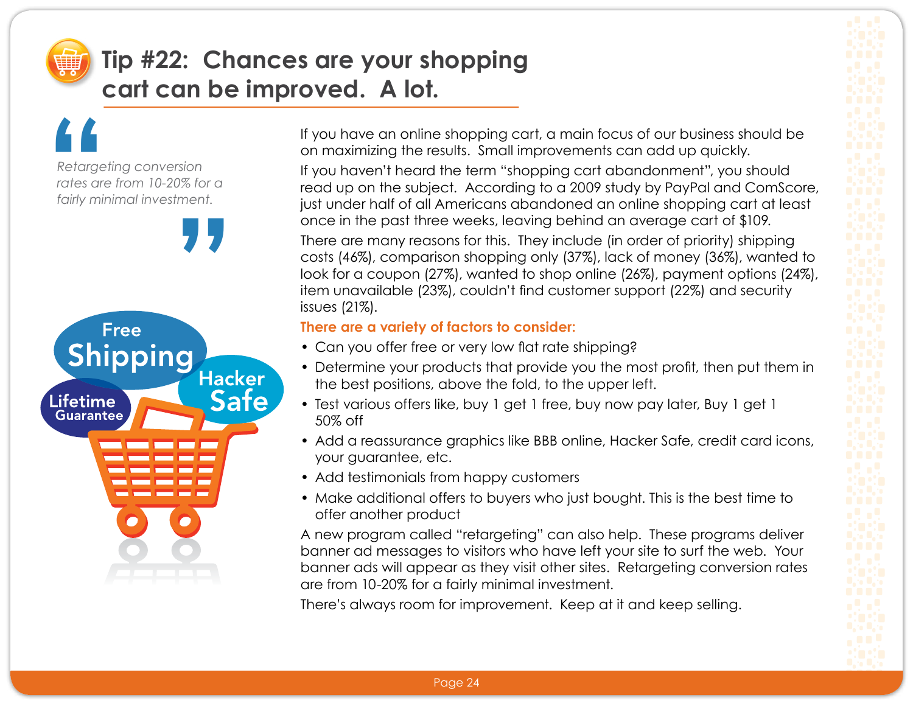# Tip #22: Chances are your shopping cart can be improved. A lot.

> *Retargeting conversion rates are from 10-20% for a fairly minimal investment.*

If you have an online shopping cart, a main focus of our business should be on maximizing the results. Small improvements can add up quickly.

If you haven't heard the term "shopping cart abandonment", you should read up on the subject. According to a 2009 study by PayPal and ComScore, just under half of all Americans abandoned an online shopping cart at least once in the past three weeks, leaving behind an average cart of $109.

There are many reasons for this. They include (in order of priority) shipping costs (46%), comparison shopping only (37%), lack of money (36%), wanted to look for a coupon (27%), wanted to shop online (26%), payment options (24%), item unavailable (23%), couldn't find customer support (22%) and security issues (21%).

**There are a variety of factors to consider:**

- Can you offer free or very low flat rate shipping?
- Determine your products that provide you the most profit, then put them in the best positions, above the fold, to the upper left.
- Test various offers like, buy 1 get 1 free, buy now pay later, Buy 1 get 1 50% off
- Add a reassurance graphics like BBB online, Hacker Safe, credit card icons, your guarantee, etc.
- Add testimonials from happy customers
- Make additional offers to buyers who just bought. This is the best time to offer another product

A new program called "retargeting" can also help. These programs deliver banner ad messages to visitors who have left your site to surf the web. Your banner ads will appear as they visit other sites. Retargeting conversion rates are from 10-20% for a fairly minimal investment.

There's always room for improvement. Keep at it and keep selling.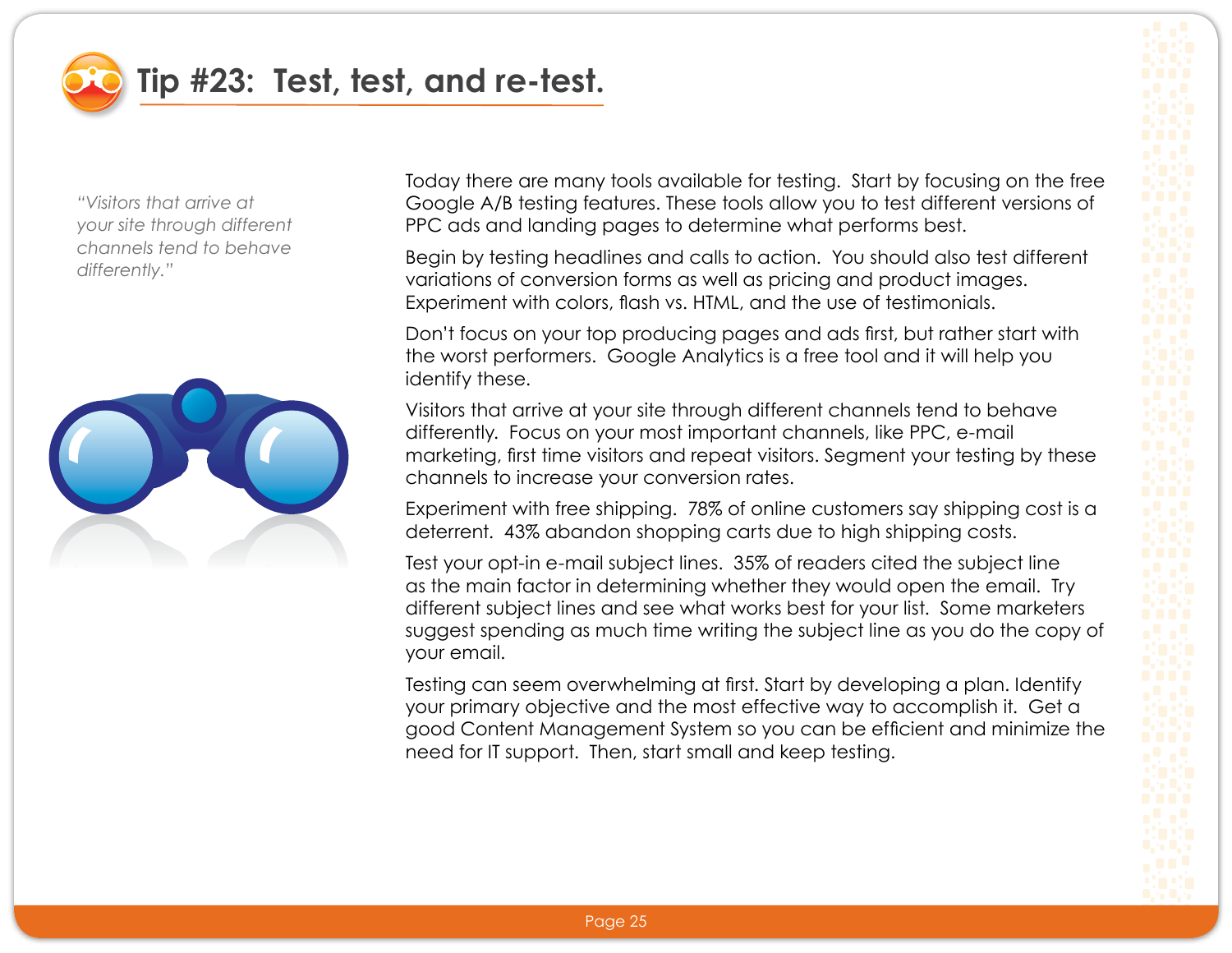# Tip #23: Test, test, and re-test.

*"Visitors that arrive at your site through different channels tend to behave differently."*

Today there are many tools available for testing. Start by focusing on the free Google A/B testing features. These tools allow you to test different versions of PPC ads and landing pages to determine what performs best.

Begin by testing headlines and calls to action. You should also test different variations of conversion forms as well as pricing and product images. Experiment with colors, flash vs. HTML, and the use of testimonials.

Don't focus on your top producing pages and ads first, but rather start with the worst performers. Google Analytics is a free tool and it will help you identify these.

Visitors that arrive at your site through different channels tend to behave differently. Focus on your most important channels, like PPC, e-mail marketing, first time visitors and repeat visitors. Segment your testing by these channels to increase your conversion rates.

Experiment with free shipping. 78% of online customers say shipping cost is a deterrent. 43% abandon shopping carts due to high shipping costs.

Test your opt-in e-mail subject lines. 35% of readers cited the subject line as the main factor in determining whether they would open the email. Try different subject lines and see what works best for your list. Some marketers suggest spending as much time writing the subject line as you do the copy of your email.

Testing can seem overwhelming at first. Start by developing a plan. Identify your primary objective and the most effective way to accomplish it. Get a good Content Management System so you can be efficient and minimize the need for IT support. Then, start small and keep testing.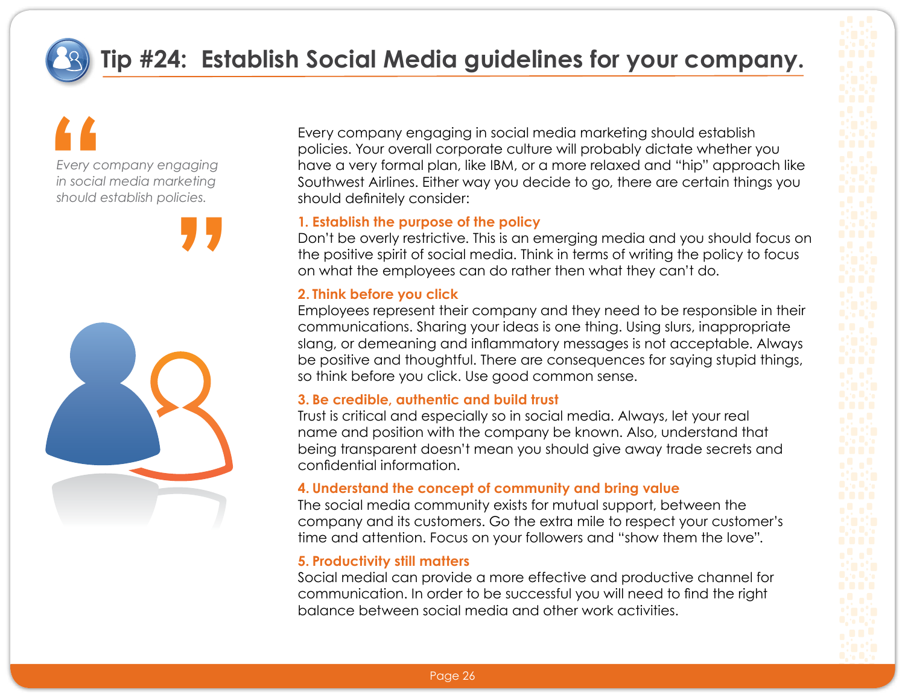# Tip #24: Establish Social Media guidelines for your company.

> *Every company engaging in social media marketing should establish policies.*

Every company engaging in social media marketing should establish policies. Your overall corporate culture will probably dictate whether you have a very formal plan, like IBM, or a more relaxed and "hip" approach like Southwest Airlines. Either way you decide to go, there are certain things you should definitely consider:

### 1. Establish the purpose of the policy

Don't be overly restrictive. This is an emerging media and you should focus on the positive spirit of social media. Think in terms of writing the policy to focus on what the employees can do rather then what they can't do.

### 2. Think before you click

Employees represent their company and they need to be responsible in their communications. Sharing your ideas is one thing. Using slurs, inappropriate slang, or demeaning and inflammatory messages is not acceptable. Always be positive and thoughtful. There are consequences for saying stupid things, so think before you click. Use good common sense.

### 3. Be credible, authentic and build trust

Trust is critical and especially so in social media. Always, let your real name and position with the company be known. Also, understand that being transparent doesn't mean you should give away trade secrets and confidential information.

### 4. Understand the concept of community and bring value

The social media community exists for mutual support, between the company and its customers. Go the extra mile to respect your customer's time and attention. Focus on your followers and "show them the love".

### 5. Productivity still matters

Social medial can provide a more effective and productive channel for communication. In order to be successful you will need to find the right balance between social media and other work activities.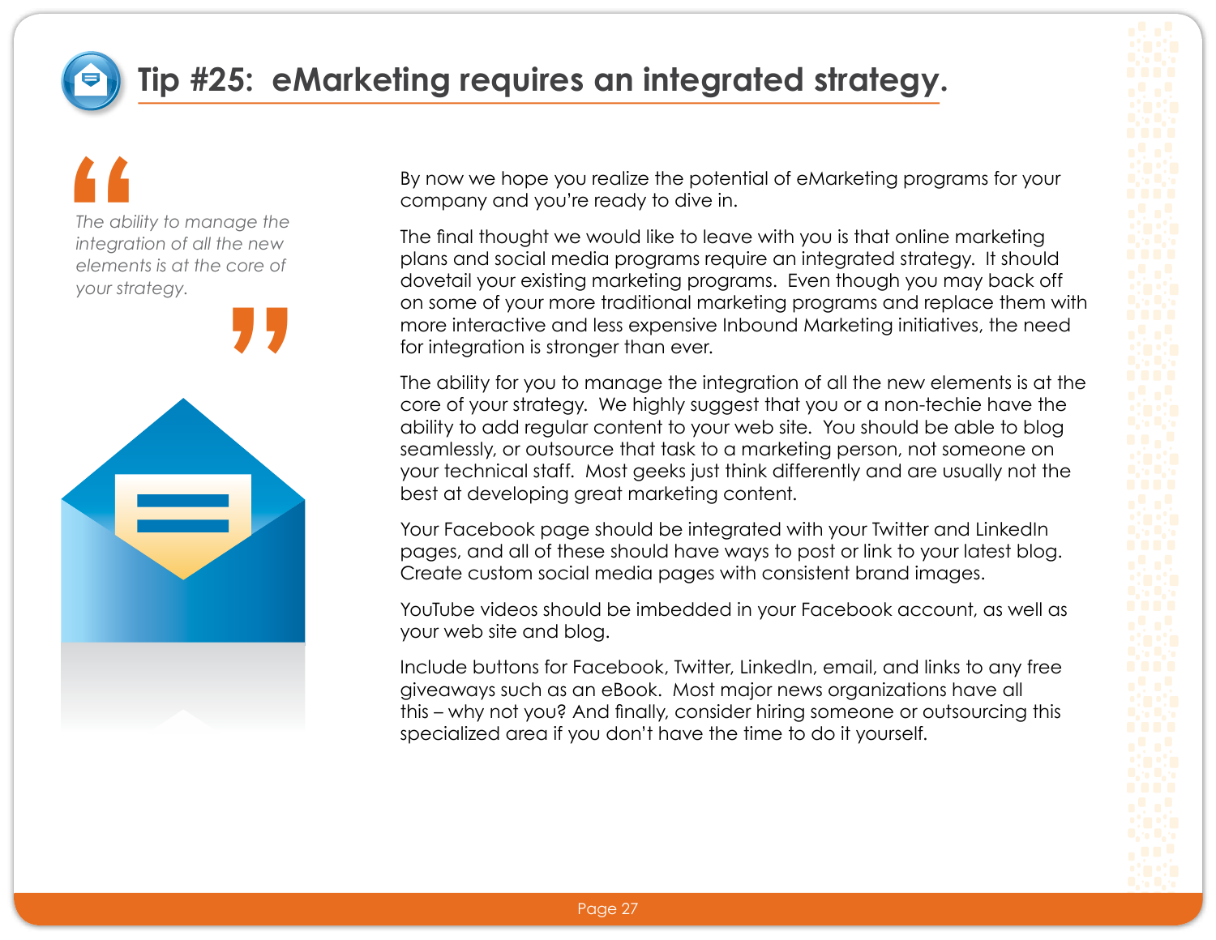# Tip #25: eMarketing requires an integrated strategy.

> *The ability to manage the integration of all the new elements is at the core of your strategy.*

By now we hope you realize the potential of eMarketing programs for your company and you're ready to dive in.

The final thought we would like to leave with you is that online marketing plans and social media programs require an integrated strategy. It should dovetail your existing marketing programs. Even though you may back off on some of your more traditional marketing programs and replace them with more interactive and less expensive Inbound Marketing initiatives, the need for integration is stronger than ever.

The ability for you to manage the integration of all the new elements is at the core of your strategy. We highly suggest that you or a non-techie have the ability to add regular content to your web site. You should be able to blog seamlessly, or outsource that task to a marketing person, not someone on your technical staff. Most geeks just think differently and are usually not the best at developing great marketing content.

Your Facebook page should be integrated with your Twitter and LinkedIn pages, and all of these should have ways to post or link to your latest blog. Create custom social media pages with consistent brand images.

YouTube videos should be imbedded in your Facebook account, as well as your web site and blog.

Include buttons for Facebook, Twitter, LinkedIn, email, and links to any free giveaways such as an eBook. Most major news organizations have all this – why not you? And finally, consider hiring someone or outsourcing this specialized area if you don't have the time to do it yourself.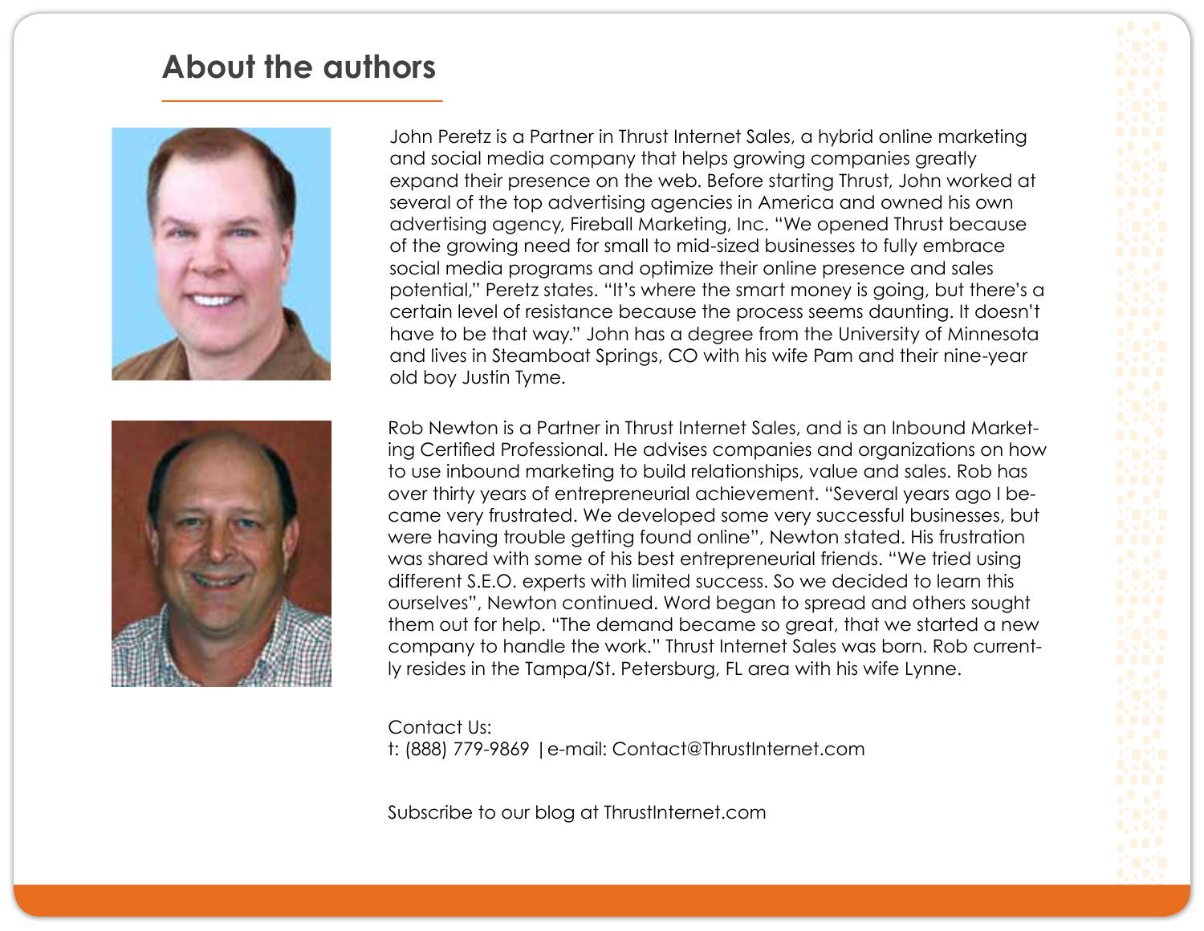## About the authors

John Peretz is a Partner in Thrust Internet Sales, a hybrid online marketing and social media company that helps growing companies greatly expand their presence on the web. Before starting Thrust, John worked at several of the top advertising agencies in America and owned his own advertising agency, Fireball Marketing, Inc. "We opened Thrust because of the growing need for small to mid-sized businesses to fully embrace social media programs and optimize their online presence and sales potential," Peretz states. "It's where the smart money is going, but there's a certain level of resistance because the process seems daunting. It doesn't have to be that way." John has a degree from the University of Minnesota and lives in Steamboat Springs, CO with his wife Pam and their nine-year old boy Justin Tyme.

Rob Newton is a Partner in Thrust Internet Sales, and is an Inbound Marketing Certified Professional. He advises companies and organizations on how to use inbound marketing to build relationships, value and sales. Rob has over thirty years of entrepreneurial achievement. "Several years ago I became very frustrated. We developed some very successful businesses, but were having trouble getting found online", Newton stated. His frustration was shared with some of his best entrepreneurial friends. "We tried using different S.E.O. experts with limited success. So we decided to learn this ourselves", Newton continued. Word began to spread and others sought them out for help. "The demand became so great, that we started a new company to handle the work." Thrust Internet Sales was born. Rob currently resides in the Tampa/St. Petersburg, FL area with his wife Lynne.

Contact Us:
t: (888) 779-9869 | e-mail: Contact@ThrustInternet.com

Subscribe to our blog at ThrustInternet.com